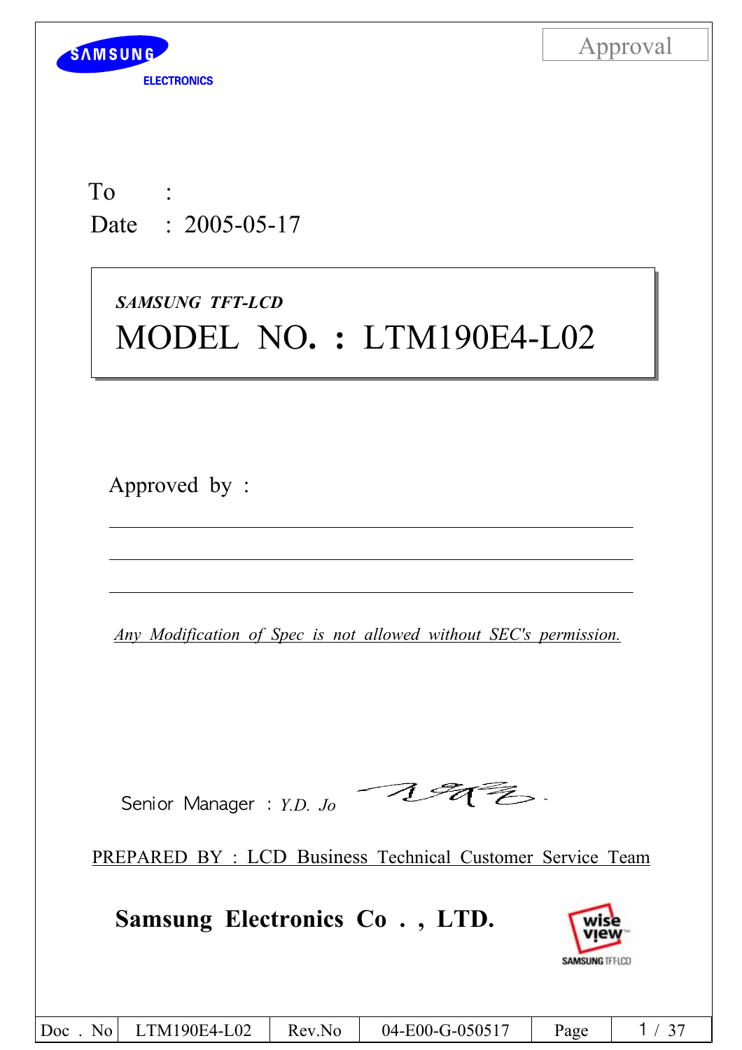SAMSUNG ELECTRONICS

Approval

To :

Date : 2005-05-17

*SAMSUNG TFT-LCD*

# MODEL NO. : LTM190E4-L02

Approved by :

---

---

---

*Any Modification of Spec is not allowed without SEC's permission.*

Senior Manager : *Y.D. Jo*

PREPARED BY : LCD Business Technical Customer Service Team

**Samsung Electronics Co . , LTD.**

| Doc . No | LTM190E4-L02 | Rev.No | 04-E00-G-050517 |
| --- | --- | --- | --- |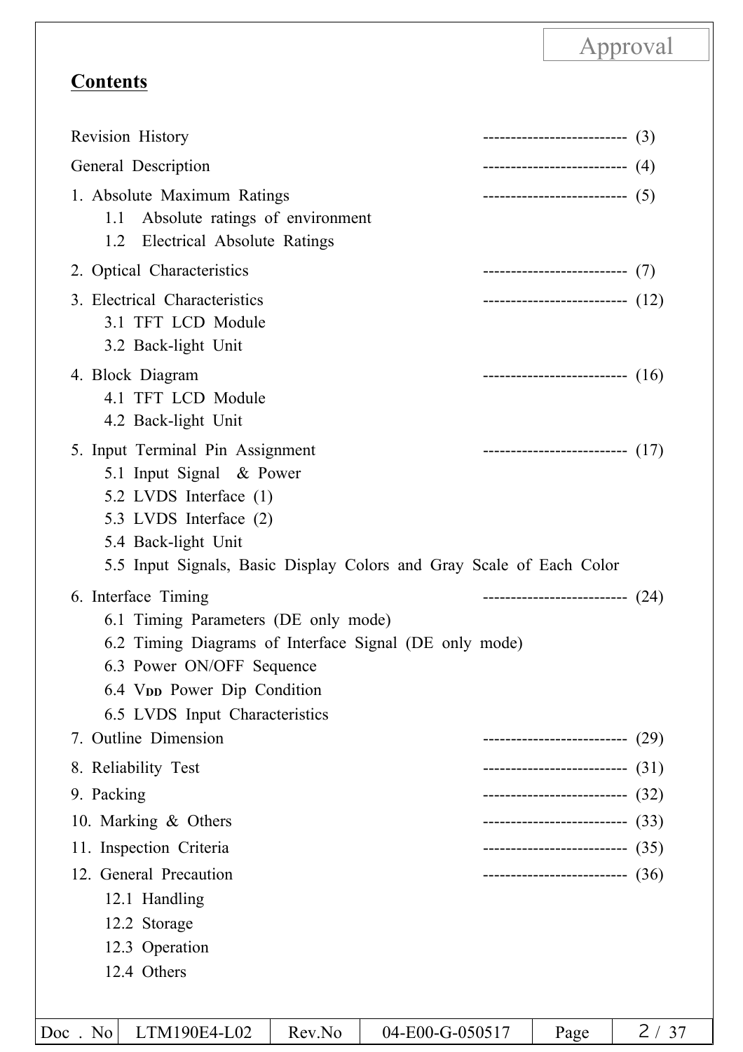Approval

## Contents

Revision History -------------------------- (3)

General Description -------------------------- (4)

1. Absolute Maximum Ratings -------------------------- (5)
   - 1.1 Absolute ratings of environment
   - 1.2 Electrical Absolute Ratings
2. Optical Characteristics -------------------------- (7)
3. Electrical Characteristics -------------------------- (12)
   - 3.1 TFT LCD Module
   - 3.2 Back-light Unit
4. Block Diagram -------------------------- (16)
   - 4.1 TFT LCD Module
   - 4.2 Back-light Unit
5. Input Terminal Pin Assignment -------------------------- (17)
   - 5.1 Input Signal & Power
   - 5.2 LVDS Interface (1)
   - 5.3 LVDS Interface (2)
   - 5.4 Back-light Unit
   - 5.5 Input Signals, Basic Display Colors and Gray Scale of Each Color
6. Interface Timing -------------------------- (24)
   - 6.1 Timing Parameters (DE only mode)
   - 6.2 Timing Diagrams of Interface Signal (DE only mode)
   - 6.3 Power ON/OFF Sequence
   - 6.4 $V_{DD}$ Power Dip Condition
   - 6.5 LVDS Input Characteristics
7. Outline Dimension -------------------------- (29)
8. Reliability Test -------------------------- (31)
9. Packing -------------------------- (32)
10. Marking & Others -------------------------- (33)
11. Inspection Criteria -------------------------- (35)
12. General Precaution -------------------------- (36)
    - 12.1 Handling
    - 12.2 Storage
    - 12.3 Operation
    - 12.4 Others

| Doc . No | LTM190E4-L02 | Rev.No | 04-E00-G-050517 | Page | 2 / 37 |
|---|---|---|---|---|---|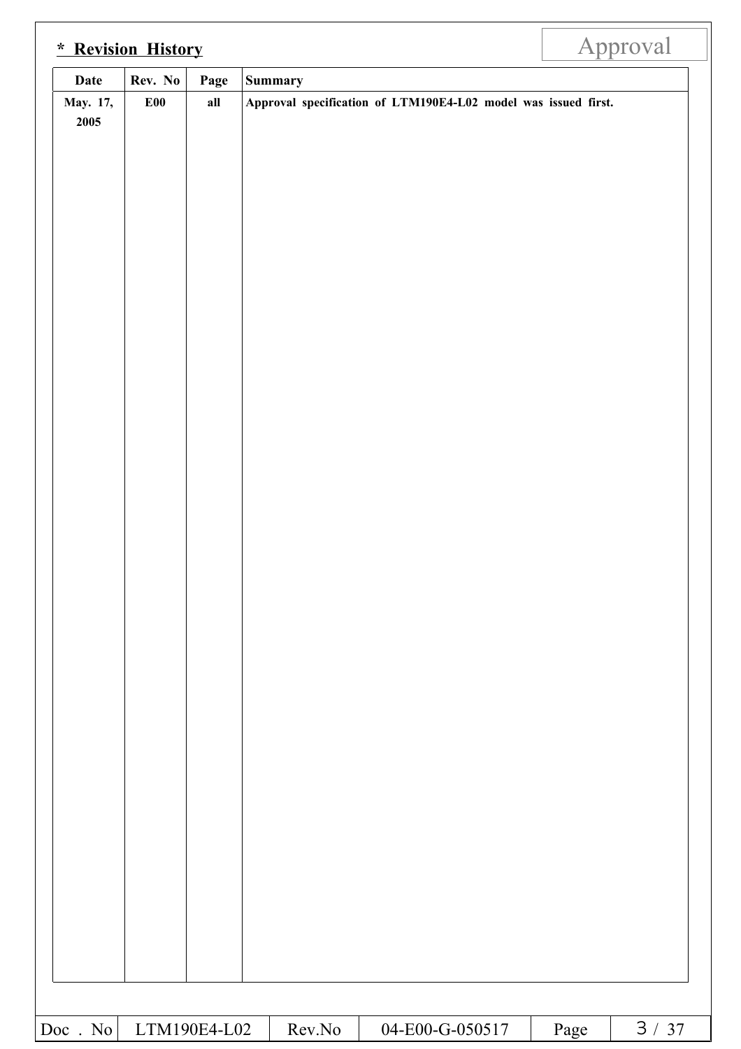## * Revision History

| Date | Rev. No | Page | Summary |
|---|---|---|---|
| May. 17, 2005 | E00 | all | Approval specification of LTM190E4-L02 model was issued first. |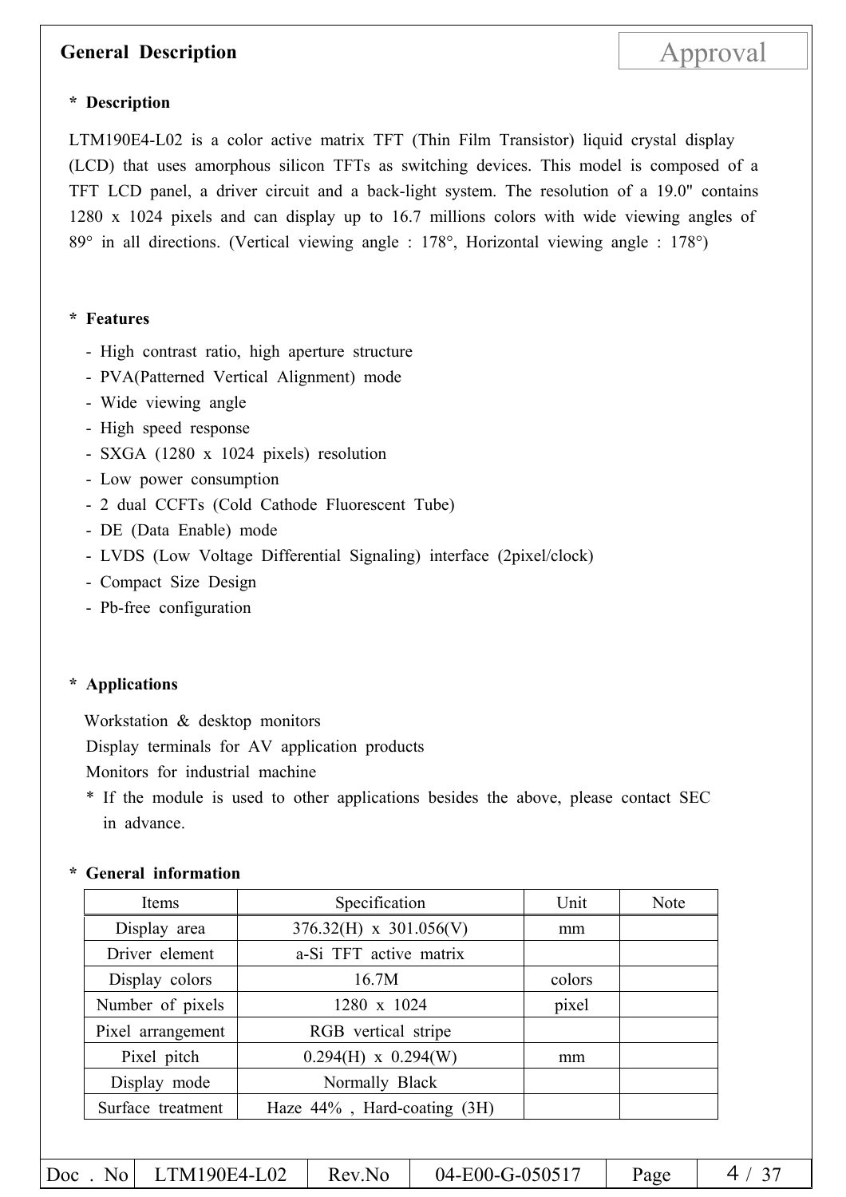## General Description

**\* Description**

LTM190E4-L02 is a color active matrix TFT (Thin Film Transistor) liquid crystal display (LCD) that uses amorphous silicon TFTs as switching devices. This model is composed of a TFT LCD panel, a driver circuit and a back-light system. The resolution of a 19.0" contains 1280 x 1024 pixels and can display up to 16.7 millions colors with wide viewing angles of 89° in all directions. (Vertical viewing angle : 178°, Horizontal viewing angle : 178°)

**\* Features**

- High contrast ratio, high aperture structure
- PVA(Patterned Vertical Alignment) mode
- Wide viewing angle
- High speed response
- SXGA (1280 x 1024 pixels) resolution
- Low power consumption
- 2 dual CCFTs (Cold Cathode Fluorescent Tube)
- DE (Data Enable) mode
- LVDS (Low Voltage Differential Signaling) interface (2pixel/clock)
- Compact Size Design
- Pb-free configuration

**\* Applications**

Workstation & desktop monitors
Display terminals for AV application products
Monitors for industrial machine
\* If the module is used to other applications besides the above, please contact SEC in advance.

**\* General information**

| Items | Specification | Unit | Note |
|---|---|---|---|
| Display area | 376.32(H) x 301.056(V) | mm | |
| Driver element | a-Si TFT active matrix | | |
| Display colors | 16.7M | colors | |
| Number of pixels | 1280 x 1024 | pixel | |
| Pixel arrangement | RGB vertical stripe | | |
| Pixel pitch | 0.294(H) x 0.294(W) | mm | |
| Display mode | Normally Black | | |
| Surface treatment | Haze 44% , Hard-coating (3H) | | |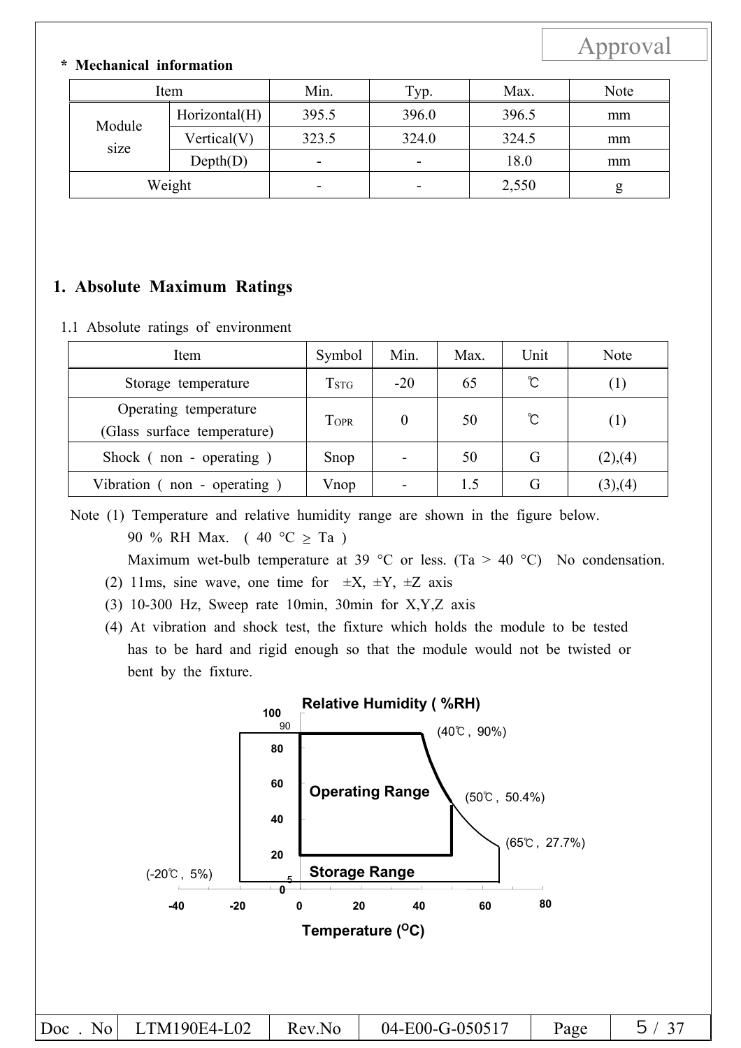**\* Mechanical information**

| Item | | Min. | Typ. | Max. | Note |
|---|---|---|---|---|---|
| Module size | Horizontal(H) | 395.5 | 396.0 | 396.5 | mm |
| | Vertical(V) | 323.5 | 324.0 | 324.5 | mm |
| | Depth(D) | - | - | 18.0 | mm |
| Weight | | - | - | 2,550 | g |

## 1. Absolute Maximum Ratings

1.1 Absolute ratings of environment

| Item | Symbol | Min. | Max. | Unit | Note |
|---|---|---|---|---|---|
| Storage temperature | $T_{STG}$ | -20 | 65 | ℃ | (1) |
| Operating temperature (Glass surface temperature) | $T_{OPR}$ | 0 | 50 | ℃ | (1) |
| Shock ( non - operating ) | Snop | - | 50 | G | (2),(4) |
| Vibration ( non - operating ) | Vnop | - | 1.5 | G | (3),(4) |

Note (1) Temperature and relative humidity range are shown in the figure below.
90 % RH Max. ( 40 °C ≥ Ta )
Maximum wet-bulb temperature at 39 °C or less. (Ta > 40 °C) No condensation.
(2) 11ms, sine wave, one time for ±X, ±Y, ±Z axis
(3) 10-300 Hz, Sweep rate 10min, 30min for X,Y,Z axis
(4) At vibration and shock test, the fixture which holds the module to be tested has to be hard and rigid enough so that the module would not be twisted or bent by the fixture.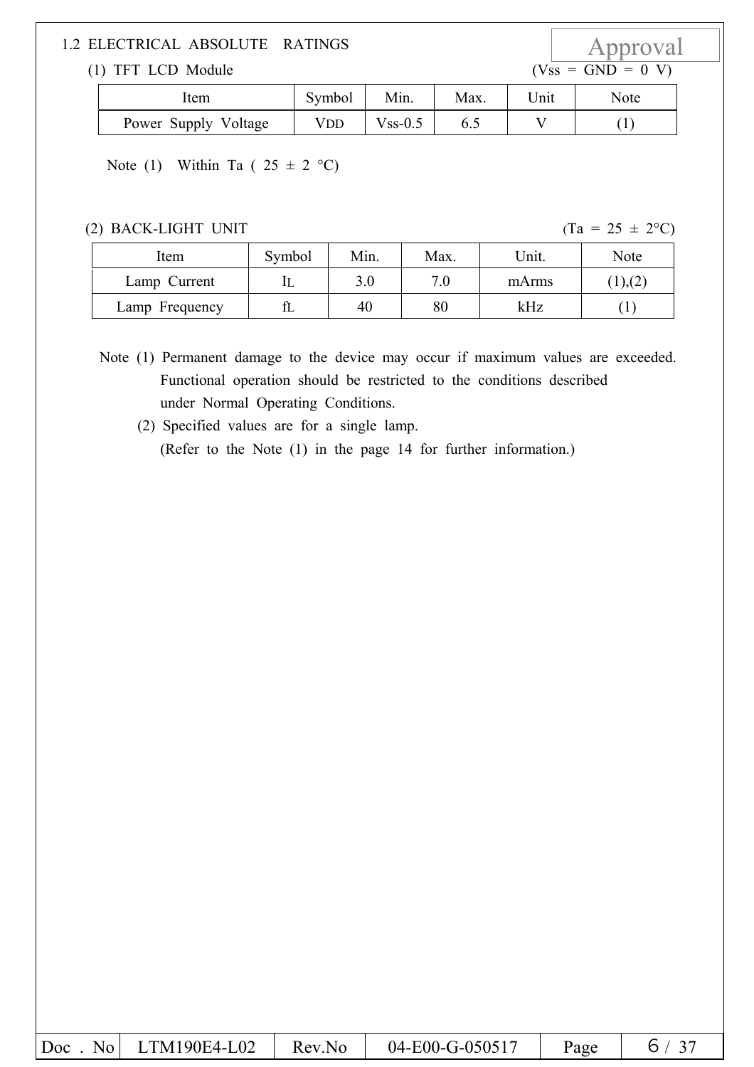## 1.2 ELECTRICAL ABSOLUTE RATINGS

(1) TFT LCD Module (Vss = GND = 0 V)

| Item | Symbol | Min. | Max. | Unit | Note |
|---|---|---|---|---|---|
| Power Supply Voltage | $V_{DD}$ | Vss-0.5 | 6.5 | V | (1) |

Note (1) Within Ta ( 25 ± 2 °C)

(2) BACK-LIGHT UNIT (Ta = 25 ± 2°C)

| Item | Symbol | Min. | Max. | Unit. | Note |
|---|---|---|---|---|---|
| Lamp Current | $I_L$ | 3.0 | 7.0 | mArms | (1),(2) |
| Lamp Frequency | $f_L$ | 40 | 80 | kHz | (1) |

Note (1) Permanent damage to the device may occur if maximum values are exceeded. Functional operation should be restricted to the conditions described under Normal Operating Conditions.

(2) Specified values are for a single lamp.
(Refer to the Note (1) in the page 14 for further information.)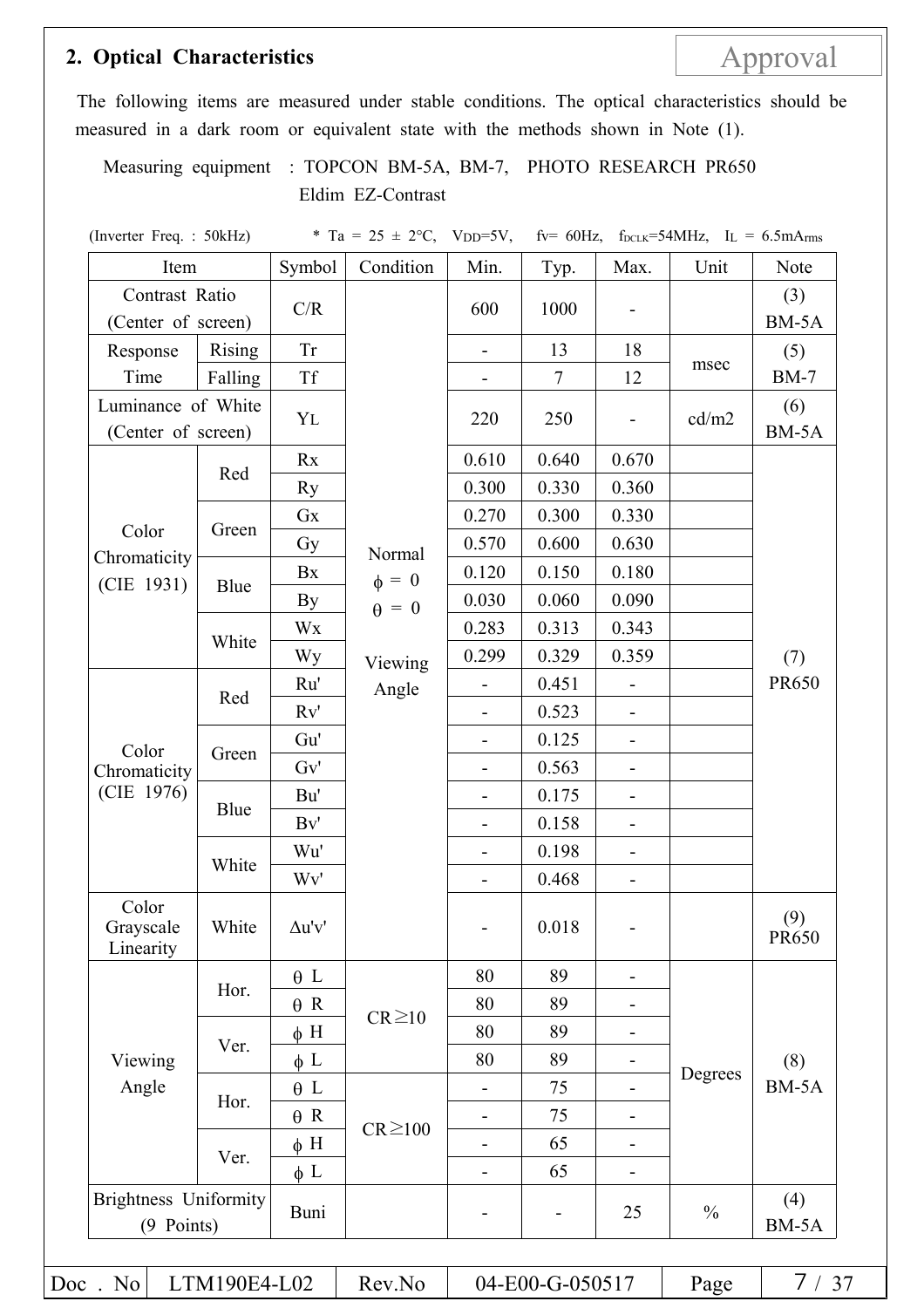## 2. Optical Characteristics

Approval

The following items are measured under stable conditions. The optical characteristics should be measured in a dark room or equivalent state with the methods shown in Note (1).

Measuring equipment : TOPCON BM-5A, BM-7, PHOTO RESEARCH PR650 Eldim EZ-Contrast

(Inverter Freq. : 50kHz) * Ta = 25 ± 2°C, $V_{DD}$=5V, fv= 60Hz, $f_{DCLK}$=54MHz, $I_L$ = 6.5$mA_{rms}$

| Item | | Symbol | Condition | Min. | Typ. | Max. | Unit | Note |
|---|---|---|---|---|---|---|---|---|
| Contrast Ratio (Center of screen) | | C/R | Normal $\phi$ = 0 $\theta$ = 0 Viewing Angle | 600 | 1000 | - | | (3) BM-5A |
| Response Time | Rising | Tr | | - | 13 | 18 | msec | (5) BM-7 |
| | Falling | Tf | | - | 7 | 12 | | |
| Luminance of White (Center of screen) | | $Y_L$ | | 220 | 250 | - | cd/m2 | (6) BM-5A |
| Color Chromaticity (CIE 1931) | Red | Rx | | 0.610 | 0.640 | 0.670 | | (7) PR650 |
| | | Ry | | 0.300 | 0.330 | 0.360 | | |
| | Green | Gx | | 0.270 | 0.300 | 0.330 | | |
| | | Gy | | 0.570 | 0.600 | 0.630 | | |
| | Blue | Bx | | 0.120 | 0.150 | 0.180 | | |
| | | By | | 0.030 | 0.060 | 0.090 | | |
| | White | Wx | | 0.283 | 0.313 | 0.343 | | |
| | | Wy | | 0.299 | 0.329 | 0.359 | | |
| Color Chromaticity (CIE 1976) | Red | Ru' | | - | 0.451 | - | | |
| | | Rv' | | - | 0.523 | - | | |
| | Green | Gu' | | - | 0.125 | - | | |
| | | Gv' | | - | 0.563 | - | | |
| | Blue | Bu' | | - | 0.175 | - | | |
| | | Bv' | | - | 0.158 | - | | |
| | White | Wu' | | - | 0.198 | - | | |
| | | Wv' | | - | 0.468 | - | | |
| Color Grayscale Linearity | White | $\Delta$u'v' | | - | 0.018 | - | | (9) PR650 |
| Viewing Angle | Hor. | $\theta$ L | CR≥10 | 80 | 89 | - | Degrees | (8) BM-5A |
| | | $\theta$ R | | 80 | 89 | - | | |
| | Ver. | $\phi$ H | | 80 | 89 | - | | |
| | | $\phi$ L | | 80 | 89 | - | | |
| | Hor. | $\theta$ L | CR≥100 | - | 75 | - | | |
| | | $\theta$ R | | - | 75 | - | | |
| | Ver. | $\phi$ H | | - | 65 | - | | |
| | | $\phi$ L | | - | 65 | - | | |
| Brightness Uniformity (9 Points) | | Buni | | - | - | 25 | % | (4) BM-5A |

| Doc . No | LTM190E4-L02 | Rev.No | 04-E00-G-050517 | Page | 7 / 37 |
|---|---|---|---|---|---|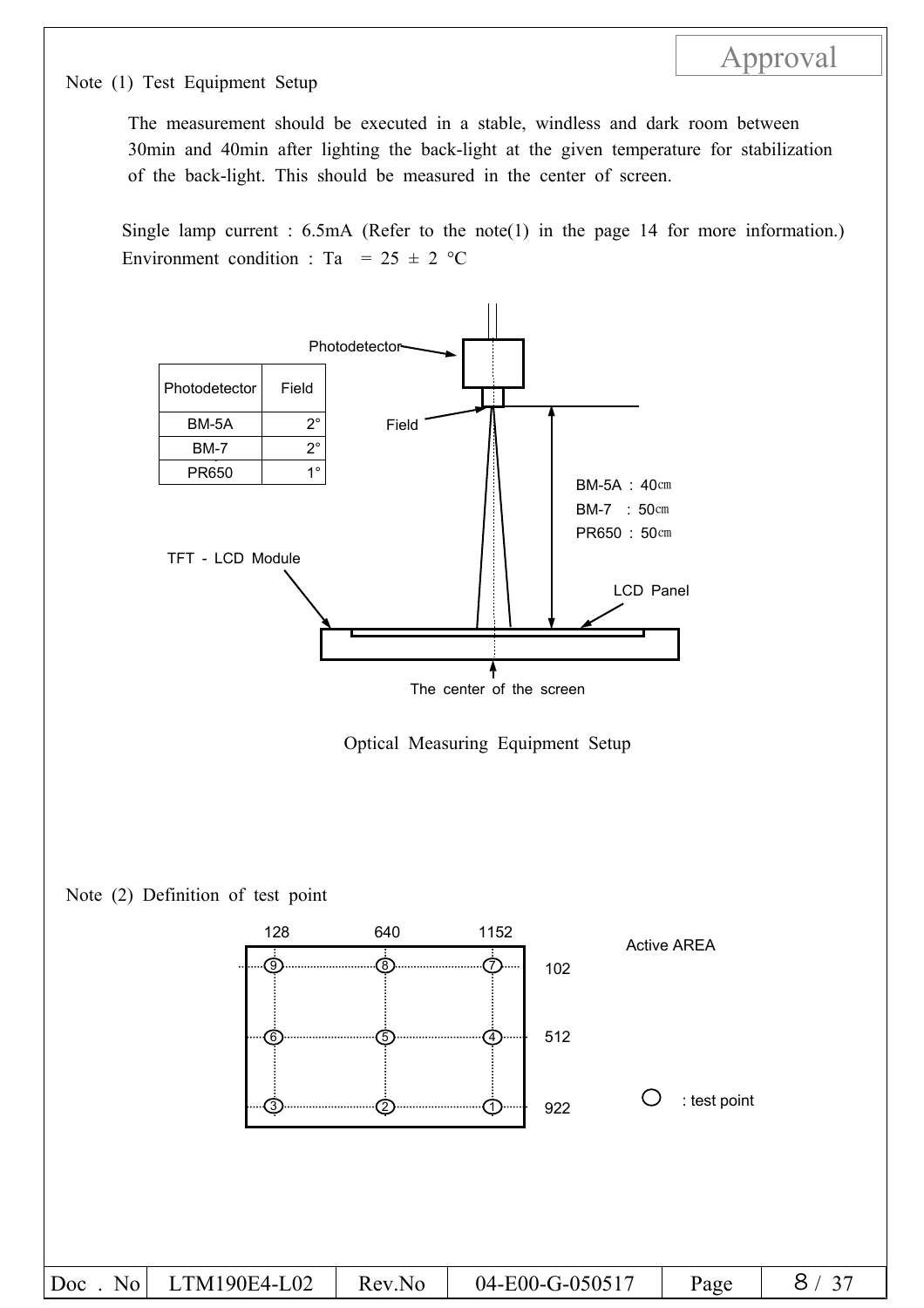Note (1) Test Equipment Setup

The measurement should be executed in a stable, windless and dark room between 30min and 40min after lighting the back-light at the given temperature for stabilization of the back-light. This should be measured in the center of screen.

Single lamp current : 6.5mA (Refer to the note(1) in the page 14 for more information.)
Environment condition : Ta = 25 ± 2 °C

| Photodetector | Field |
|---|---|
| BM-5A | 2° |
| BM-7 | 2° |
| PR650 | 1° |

Photodetector

Field

BM-5A : 40cm
BM-7 : 50cm
PR650 : 50cm

TFT - LCD Module

LCD Panel

The center of the screen

Optical Measuring Equipment Setup

Note (2) Definition of test point

128 640 1152

Active AREA

| | 128 | 640 | 1152 |
|---|---|---|---|
| 102 | 9 | 8 | 7 |
| 512 | 6 | 5 | 4 |
| 922 | 3 | 2 | 1 |

○ : test point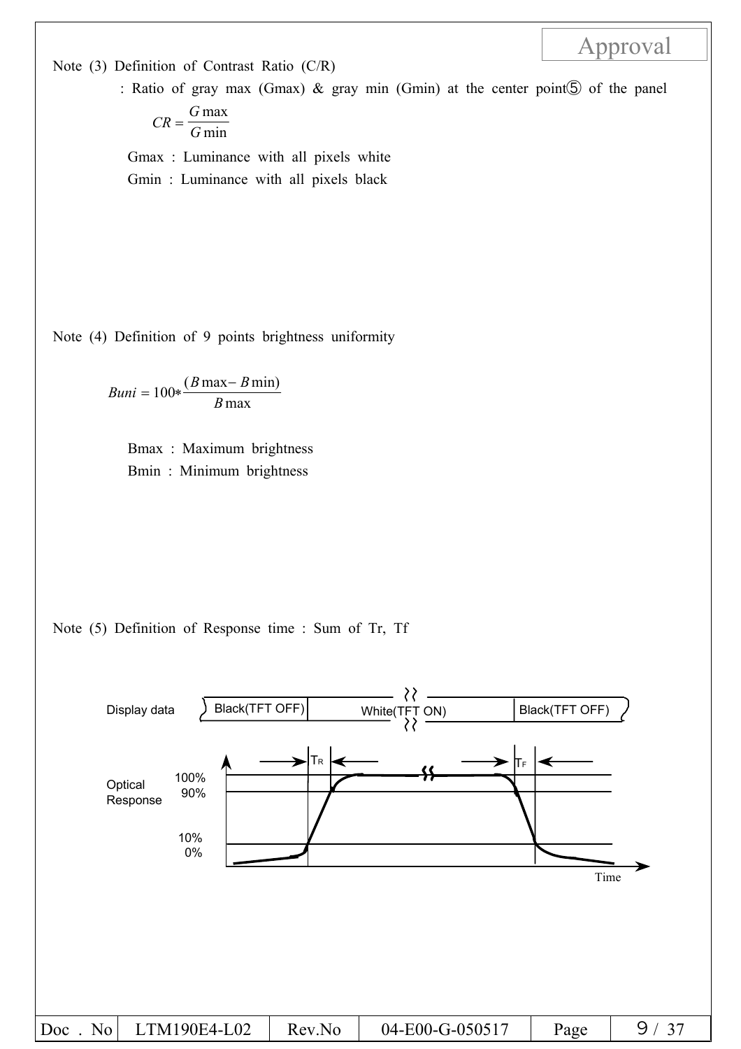Approval

Note (3) Definition of Contrast Ratio (C/R)

: Ratio of gray max (Gmax) & gray min (Gmin) at the center point⑤ of the panel

$$CR = \frac{G\max}{G\min}$$

Gmax : Luminance with all pixels white

Gmin : Luminance with all pixels black

Note (4) Definition of 9 points brightness uniformity

$$Buni = 100 * \frac{(B\max - B\min)}{B\max}$$

Bmax : Maximum brightness

Bmin : Minimum brightness

Note (5) Definition of Response time : Sum of Tr, Tf

Display data: Black(TFT OFF) | White(TFT ON) | Black(TFT OFF)

Optical Response: 100%, 90%, 10%, 0%

$T_R$, $T_F$

Time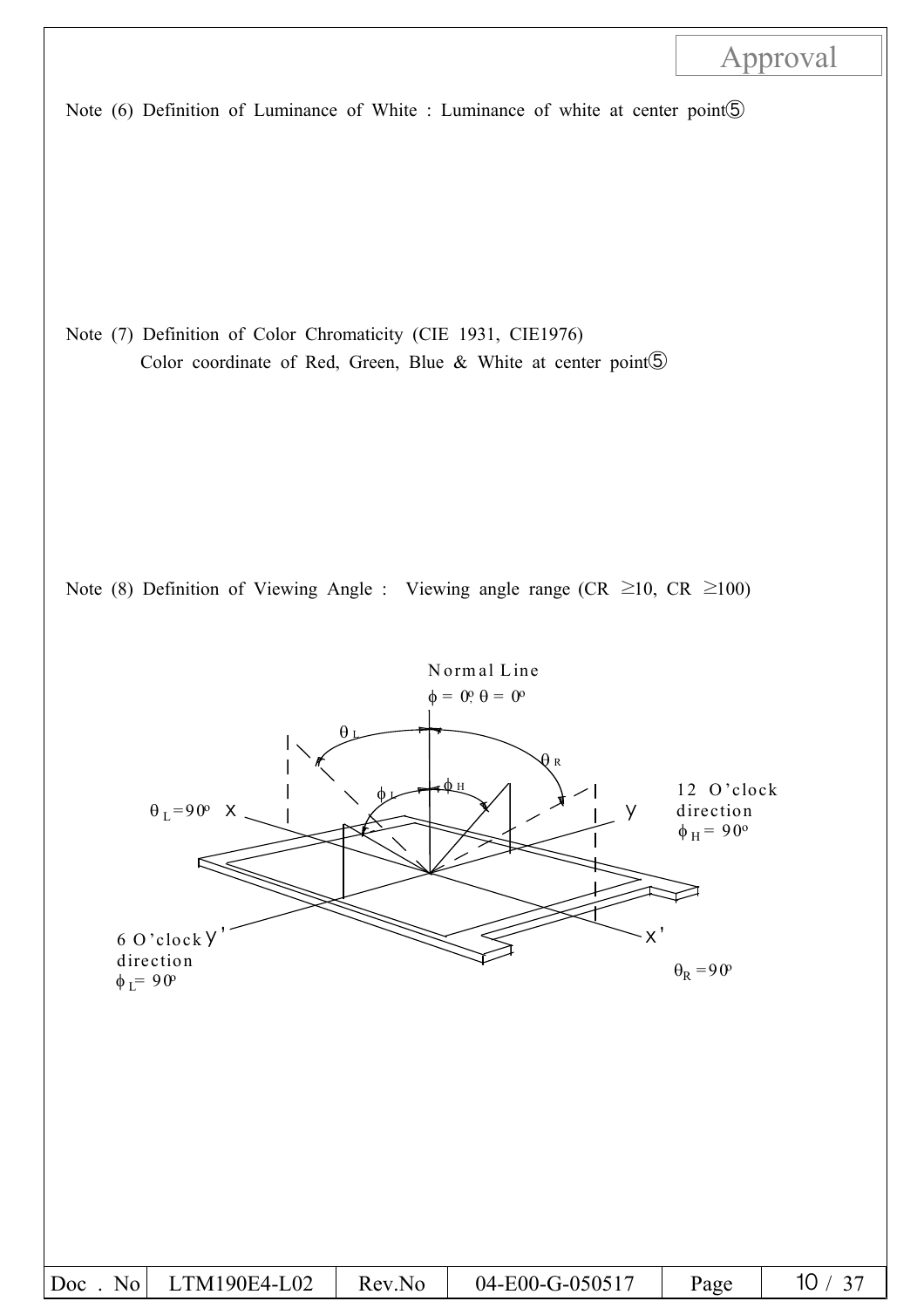Note (6) Definition of Luminance of White : Luminance of white at center point⑤

Note (7) Definition of Color Chromaticity (CIE 1931, CIE1976)

Color coordinate of Red, Green, Blue & White at center point⑤

Note (8) Definition of Viewing Angle : Viewing angle range (CR $\geq$10, CR $\geq$100)

Normal Line

$\phi = 0^o, \theta = 0^o$

$\theta_L$

$\theta_R$

$\phi_L$

$\phi_H$

$\theta_L = 90^o$ X

Y

12 O'clock direction $\phi_H = 90^o$

6 O'clock direction $\phi_L = 90^o$ Y'

X'

$\theta_R = 90^o$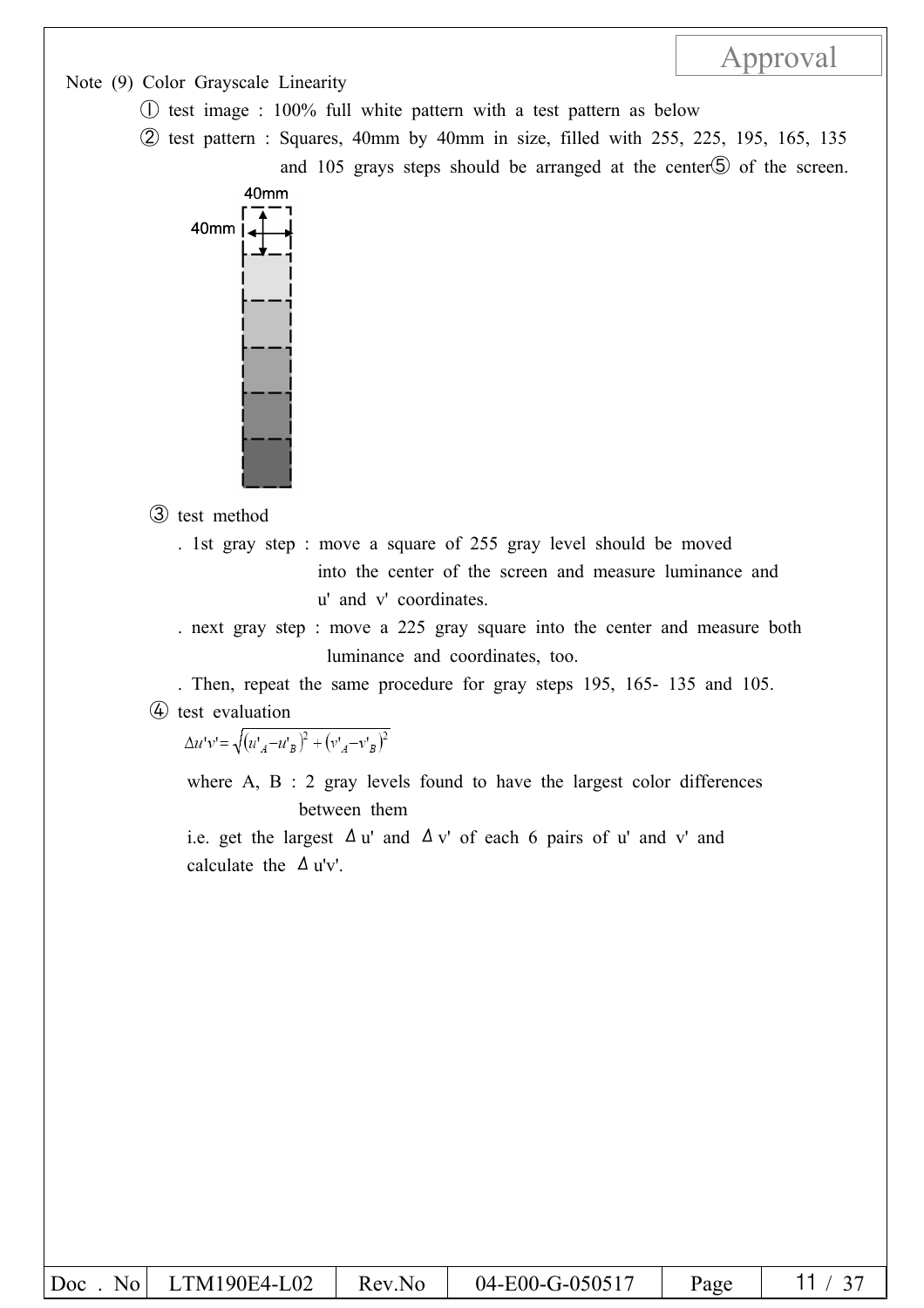Note (9) Color Grayscale Linearity

① test image : 100% full white pattern with a test pattern as below

② test pattern : Squares, 40mm by 40mm in size, filled with 255, 225, 195, 165, 135 and 105 grays steps should be arranged at the center⑤ of the screen.

40mm

40mm

③ test method

. 1st gray step : move a square of 255 gray level should be moved into the center of the screen and measure luminance and u' and v' coordinates.

. next gray step : move a 225 gray square into the center and measure both luminance and coordinates, too.

. Then, repeat the same procedure for gray steps 195, 165- 135 and 105.

④ test evaluation

$$\Delta u'v' = \sqrt{(u'_A - u'_B)^2 + (v'_A - v'_B)^2}$$

where A, B : 2 gray levels found to have the largest color differences between them

i.e. get the largest Δu' and Δv' of each 6 pairs of u' and v' and calculate the Δu'v'.

| Doc . No | LTM190E4-L02 | Rev.No | 04-E00-G-050517 |
|---|---|---|---|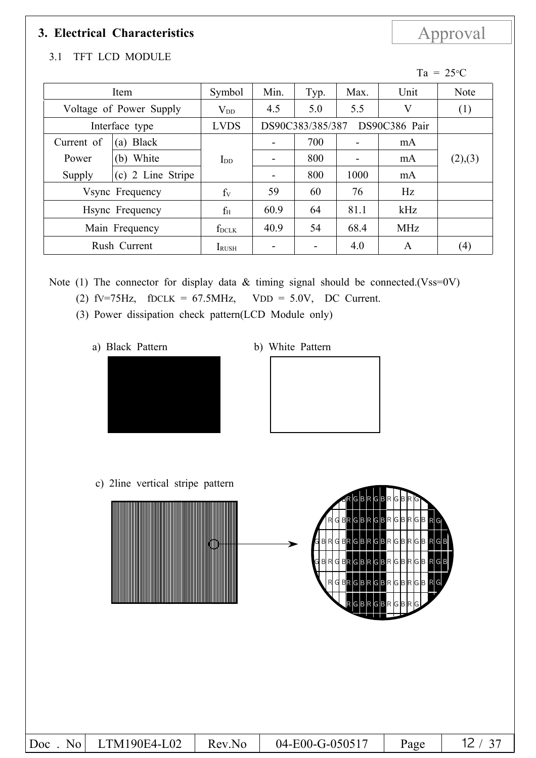## 3. Electrical Characteristics

Approval

### 3.1 TFT LCD MODULE

Ta = 25°C

| Item | | Symbol | Min. | Typ. | Max. | Unit | Note |
|---|---|---|---|---|---|---|---|
| Voltage of Power Supply | | $V_{DD}$ | 4.5 | 5.0 | 5.5 | V | (1) |
| Interface type | | LVDS | DS90C383/385/387 DS90C386 Pair | | | | |
| Current of Power Supply | (a) Black | $I_{DD}$ | - | 700 | - | mA | (2),(3) |
| | (b) White | | - | 800 | - | mA | |
| | (c) 2 Line Stripe | | - | 800 | 1000 | mA | |
| Vsync Frequency | | $f_V$ | 59 | 60 | 76 | Hz | |
| Hsync Frequency | | $f_H$ | 60.9 | 64 | 81.1 | kHz | |
| Main Frequency | | $f_{DCLK}$ | 40.9 | 54 | 68.4 | MHz | |
| Rush Current | | $I_{RUSH}$ | - | - | 4.0 | A | (4) |

Note (1) The connector for display data & timing signal should be connected.(Vss=0V)

(2) $f_V$=75Hz, $f_{DCLK}$ = 67.5MHz, $V_{DD}$ = 5.0V, DC Current.

(3) Power dissipation check pattern(LCD Module only)

a) Black Pattern

b) White Pattern

c) 2line vertical stripe pattern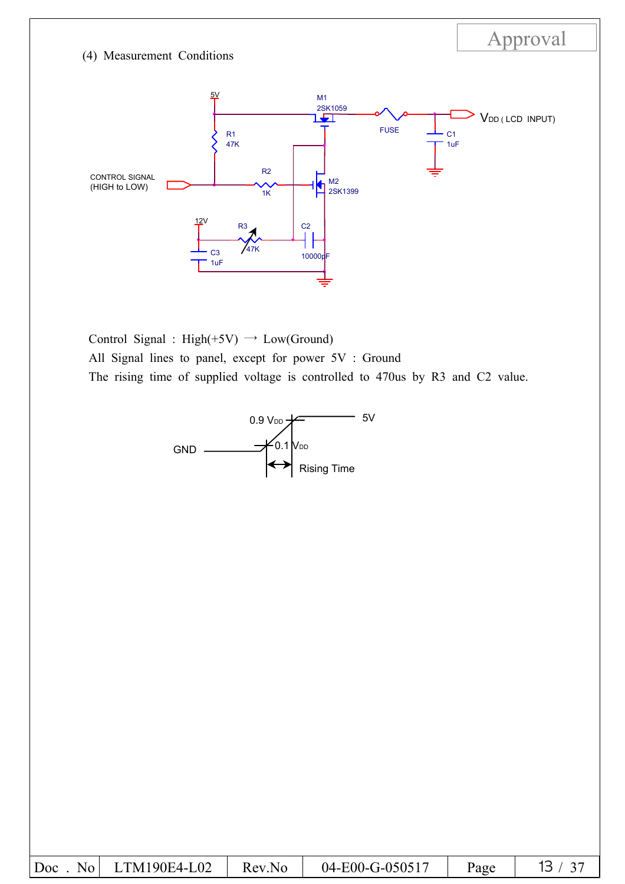(4) Measurement Conditions

Control Signal : High(+5V) → Low(Ground)

All Signal lines to panel, except for power 5V : Ground

The rising time of supplied voltage is controlled to 470us by R3 and C2 value.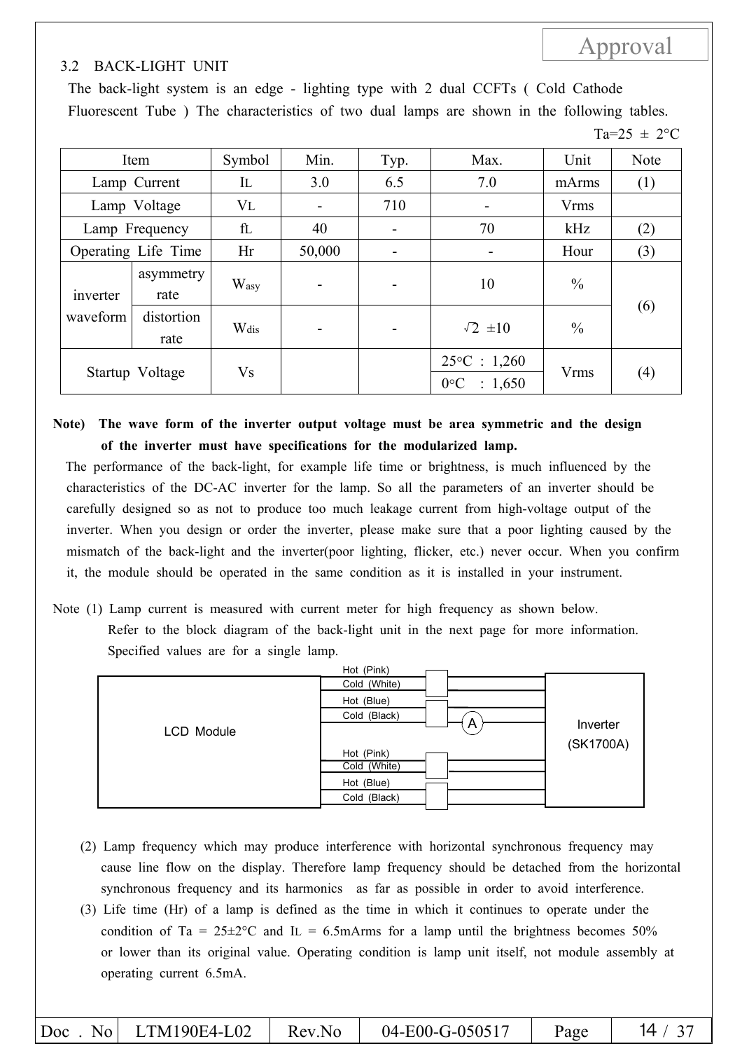Approval

### 3.2 BACK-LIGHT UNIT

The back-light system is an edge - lighting type with 2 dual CCFTs ( Cold Cathode Fluorescent Tube ) The characteristics of two dual lamps are shown in the following tables.

Ta=25 ± 2°C

| Item | | Symbol | Min. | Typ. | Max. | Unit | Note |
|---|---|---|---|---|---|---|---|
| Lamp Current | | $I_L$ | 3.0 | 6.5 | 7.0 | mArms | (1) |
| Lamp Voltage | | $V_L$ | - | 710 | - | Vrms | |
| Lamp Frequency | | $f_L$ | 40 | - | 70 | kHz | (2) |
| Operating Life Time | | Hr | 50,000 | - | - | Hour | (3) |
| inverter waveform | asymmetry rate | $W_{asy}$ | - | - | 10 | % | (6) |
| | distortion rate | $W_{dis}$ | - | - | $\sqrt{2}$ ±10 | % | |
| Startup Voltage | | Vs | | | 25°C : 1,260<br>0°C : 1,650 | Vrms | (4) |

**Note) The wave form of the inverter output voltage must be area symmetric and the design of the inverter must have specifications for the modularized lamp.**

The performance of the back-light, for example life time or brightness, is much influenced by the characteristics of the DC-AC inverter for the lamp. So all the parameters of an inverter should be carefully designed so as not to produce too much leakage current from high-voltage output of the inverter. When you design or order the inverter, please make sure that a poor lighting caused by the mismatch of the back-light and the inverter(poor lighting, flicker, etc.) never occur. When you confirm it, the module should be operated in the same condition as it is installed in your instrument.

Note (1) Lamp current is measured with current meter for high frequency as shown below. Refer to the block diagram of the back-light unit in the next page for more information. Specified values are for a single lamp.

LCD Module — Hot (Pink), Cold (White), Hot (Blue), Cold (Black), Hot (Pink), Cold (White), Hot (Blue), Cold (Black) — A — Inverter (SK1700A)

(2) Lamp frequency which may produce interference with horizontal synchronous frequency may cause line flow on the display. Therefore lamp frequency should be detached from the horizontal synchronous frequency and its harmonics as far as possible in order to avoid interference.

(3) Life time (Hr) of a lamp is defined as the time in which it continues to operate under the condition of Ta = 25±2°C and $I_L$ = 6.5mArms for a lamp until the brightness becomes 50% or lower than its original value. Operating condition is lamp unit itself, not module assembly at operating current 6.5mA.

| Doc . No | LTM190E4-L02 | Rev.No | 04-E00-G-050517 | Page | 14 / 37 |
|---|---|---|---|---|---|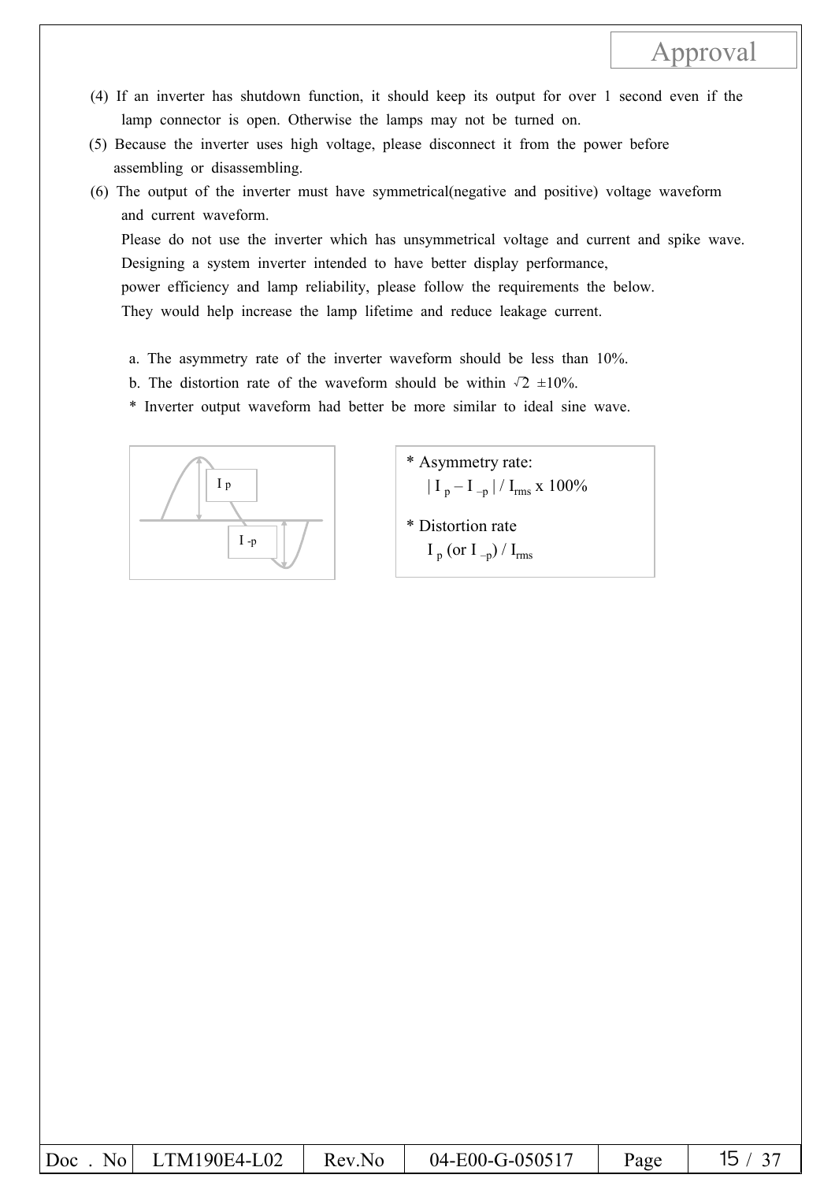(4) If an inverter has shutdown function, it should keep its output for over 1 second even if the lamp connector is open. Otherwise the lamps may not be turned on.

(5) Because the inverter uses high voltage, please disconnect it from the power before assembling or disassembling.

(6) The output of the inverter must have symmetrical(negative and positive) voltage waveform and current waveform.

Please do not use the inverter which has unsymmetrical voltage and current and spike wave. Designing a system inverter intended to have better display performance, power efficiency and lamp reliability, please follow the requirements the below. They would help increase the lamp lifetime and reduce leakage current.

a. The asymmetry rate of the inverter waveform should be less than 10%.

b. The distortion rate of the waveform should be within $\sqrt{2}$ ±10%.

* Inverter output waveform had better be more similar to ideal sine wave.

$I_p$

$I_{-p}$

* Asymmetry rate:

$|I_p - I_{-p}| / I_{rms} \times 100\%$

* Distortion rate

$I_p$ (or $I_{-p}$) / $I_{rms}$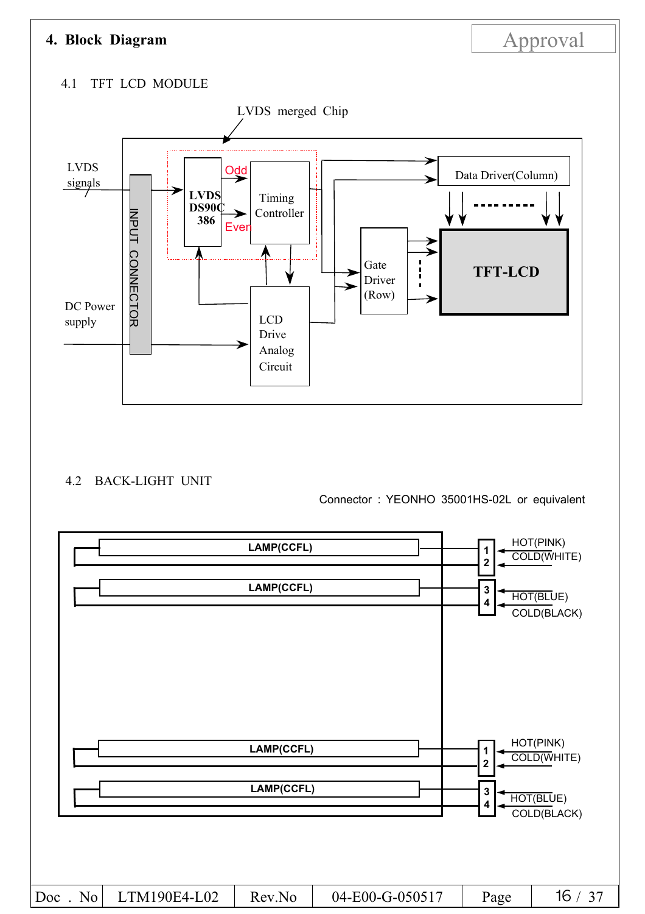## 4. Block Diagram

Approval

### 4.1 TFT LCD MODULE

LVDS merged Chip

LVDS signals

DC Power supply

INPUT CONNECTOR

LVDS DS90C 386

Odd

Even

Timing Controller

LCD Drive Analog Circuit

Data Driver(Column)

Gate Driver (Row)

TFT-LCD

### 4.2 BACK-LIGHT UNIT

Connector : YEONHO 35001HS-02L or equivalent

LAMP(CCFL)

LAMP(CCFL)

LAMP(CCFL)

LAMP(CCFL)

1 HOT(PINK)
2 COLD(WHITE)
3 HOT(BLUE)
4 COLD(BLACK)

1 HOT(PINK)
2 COLD(WHITE)
3 HOT(BLUE)
4 COLD(BLACK)

| Doc . No | LTM190E4-L02 | Rev.No | 04-E00-G-050517 | Page | 16 / 37 |
|---|---|---|---|---|---|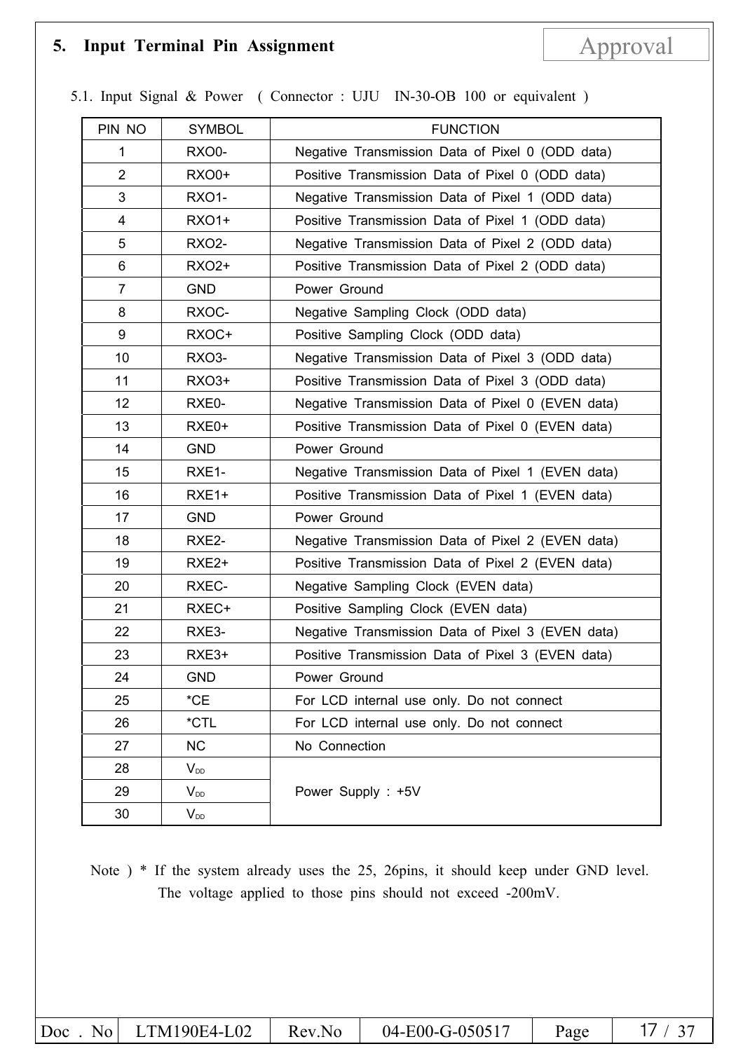## 5. Input Terminal Pin Assignment

5.1. Input Signal & Power ( Connector : UJU IN-30-OB 100 or equivalent )

| PIN NO | SYMBOL | FUNCTION |
|---|---|---|
| 1 | RXO0- | Negative Transmission Data of Pixel 0 (ODD data) |
| 2 | RXO0+ | Positive Transmission Data of Pixel 0 (ODD data) |
| 3 | RXO1- | Negative Transmission Data of Pixel 1 (ODD data) |
| 4 | RXO1+ | Positive Transmission Data of Pixel 1 (ODD data) |
| 5 | RXO2- | Negative Transmission Data of Pixel 2 (ODD data) |
| 6 | RXO2+ | Positive Transmission Data of Pixel 2 (ODD data) |
| 7 | GND | Power Ground |
| 8 | RXOC- | Negative Sampling Clock (ODD data) |
| 9 | RXOC+ | Positive Sampling Clock (ODD data) |
| 10 | RXO3- | Negative Transmission Data of Pixel 3 (ODD data) |
| 11 | RXO3+ | Positive Transmission Data of Pixel 3 (ODD data) |
| 12 | RXE0- | Negative Transmission Data of Pixel 0 (EVEN data) |
| 13 | RXE0+ | Positive Transmission Data of Pixel 0 (EVEN data) |
| 14 | GND | Power Ground |
| 15 | RXE1- | Negative Transmission Data of Pixel 1 (EVEN data) |
| 16 | RXE1+ | Positive Transmission Data of Pixel 1 (EVEN data) |
| 17 | GND | Power Ground |
| 18 | RXE2- | Negative Transmission Data of Pixel 2 (EVEN data) |
| 19 | RXE2+ | Positive Transmission Data of Pixel 2 (EVEN data) |
| 20 | RXEC- | Negative Sampling Clock (EVEN data) |
| 21 | RXEC+ | Positive Sampling Clock (EVEN data) |
| 22 | RXE3- | Negative Transmission Data of Pixel 3 (EVEN data) |
| 23 | RXE3+ | Positive Transmission Data of Pixel 3 (EVEN data) |
| 24 | GND | Power Ground |
| 25 | *CE | For LCD internal use only. Do not connect |
| 26 | *CTL | For LCD internal use only. Do not connect |
| 27 | NC | No Connection |
| 28 | $V_{DD}$ | Power Supply : +5V |
| 29 | $V_{DD}$ | |
| 30 | $V_{DD}$ | |

Note ) * If the system already uses the 25, 26pins, it should keep under GND level. The voltage applied to those pins should not exceed -200mV.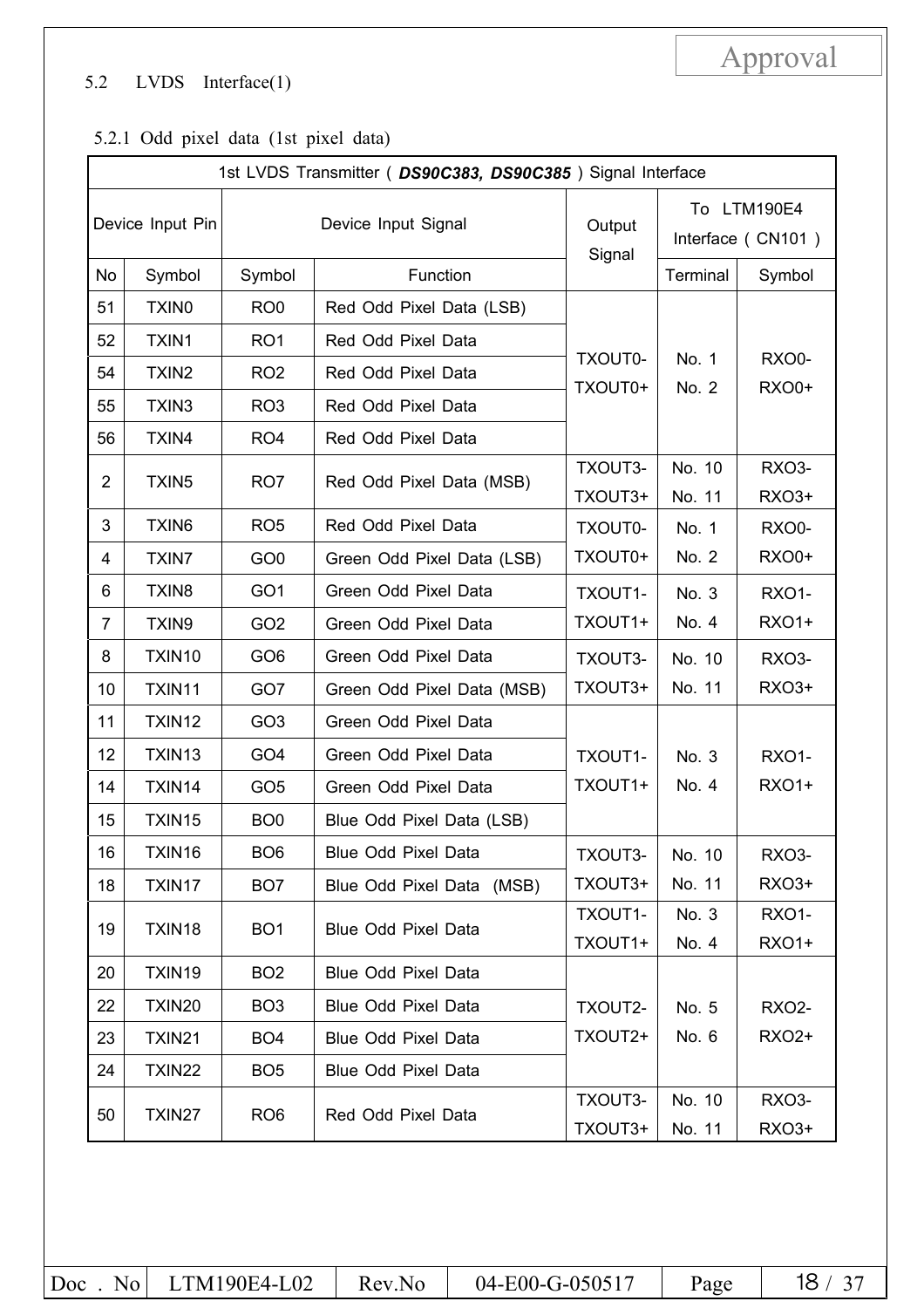## 5.2 LVDS Interface(1)

### 5.2.1 Odd pixel data (1st pixel data)

| 1st LVDS Transmitter ( ***DS90C383, DS90C385*** ) Signal Interface | | | | | | |
|---|---|---|---|---|---|---|
| Device Input Pin | | Device Input Signal | | Output Signal | To LTM190E4 Interface ( CN101 ) | |
| No | Symbol | Symbol | Function | | Terminal | Symbol |
| 51 | TXIN0 | RO0 | Red Odd Pixel Data (LSB) | TXOUT0- TXOUT0+ | No. 1 No. 2 | RXO0- RXO0+ |
| 52 | TXIN1 | RO1 | Red Odd Pixel Data | TXOUT0- TXOUT0+ | No. 1 No. 2 | RXO0- RXO0+ |
| 54 | TXIN2 | RO2 | Red Odd Pixel Data | TXOUT0- TXOUT0+ | No. 1 No. 2 | RXO0- RXO0+ |
| 55 | TXIN3 | RO3 | Red Odd Pixel Data | TXOUT0- TXOUT0+ | No. 1 No. 2 | RXO0- RXO0+ |
| 56 | TXIN4 | RO4 | Red Odd Pixel Data | TXOUT0- TXOUT0+ | No. 1 No. 2 | RXO0- RXO0+ |
| 2 | TXIN5 | RO7 | Red Odd Pixel Data (MSB) | TXOUT3- TXOUT3+ | No. 10 No. 11 | RXO3- RXO3+ |
| 3 | TXIN6 | RO5 | Red Odd Pixel Data | TXOUT0- TXOUT0+ | No. 1 No. 2 | RXO0- RXO0+ |
| 4 | TXIN7 | GO0 | Green Odd Pixel Data (LSB) | TXOUT0- TXOUT0+ | No. 1 No. 2 | RXO0- RXO0+ |
| 6 | TXIN8 | GO1 | Green Odd Pixel Data | TXOUT1- TXOUT1+ | No. 3 No. 4 | RXO1- RXO1+ |
| 7 | TXIN9 | GO2 | Green Odd Pixel Data | TXOUT1- TXOUT1+ | No. 3 No. 4 | RXO1- RXO1+ |
| 8 | TXIN10 | GO6 | Green Odd Pixel Data | TXOUT3- TXOUT3+ | No. 10 No. 11 | RXO3- RXO3+ |
| 10 | TXIN11 | GO7 | Green Odd Pixel Data (MSB) | TXOUT3- TXOUT3+ | No. 10 No. 11 | RXO3- RXO3+ |
| 11 | TXIN12 | GO3 | Green Odd Pixel Data | TXOUT1- TXOUT1+ | No. 3 No. 4 | RXO1- RXO1+ |
| 12 | TXIN13 | GO4 | Green Odd Pixel Data | TXOUT1- TXOUT1+ | No. 3 No. 4 | RXO1- RXO1+ |
| 14 | TXIN14 | GO5 | Green Odd Pixel Data | TXOUT1- TXOUT1+ | No. 3 No. 4 | RXO1- RXO1+ |
| 15 | TXIN15 | BO0 | Blue Odd Pixel Data (LSB) | TXOUT1- TXOUT1+ | No. 3 No. 4 | RXO1- RXO1+ |
| 16 | TXIN16 | BO6 | Blue Odd Pixel Data | TXOUT3- TXOUT3+ | No. 10 No. 11 | RXO3- RXO3+ |
| 18 | TXIN17 | BO7 | Blue Odd Pixel Data (MSB) | TXOUT3- TXOUT3+ | No. 10 No. 11 | RXO3- RXO3+ |
| 19 | TXIN18 | BO1 | Blue Odd Pixel Data | TXOUT1- TXOUT1+ | No. 3 No. 4 | RXO1- RXO1+ |
| 20 | TXIN19 | BO2 | Blue Odd Pixel Data | TXOUT2- TXOUT2+ | No. 5 No. 6 | RXO2- RXO2+ |
| 22 | TXIN20 | BO3 | Blue Odd Pixel Data | TXOUT2- TXOUT2+ | No. 5 No. 6 | RXO2- RXO2+ |
| 23 | TXIN21 | BO4 | Blue Odd Pixel Data | TXOUT2- TXOUT2+ | No. 5 No. 6 | RXO2- RXO2+ |
| 24 | TXIN22 | BO5 | Blue Odd Pixel Data | TXOUT2- TXOUT2+ | No. 5 No. 6 | RXO2- RXO2+ |
| 50 | TXIN27 | RO6 | Red Odd Pixel Data | TXOUT3- TXOUT3+ | No. 10 No. 11 | RXO3- RXO3+ |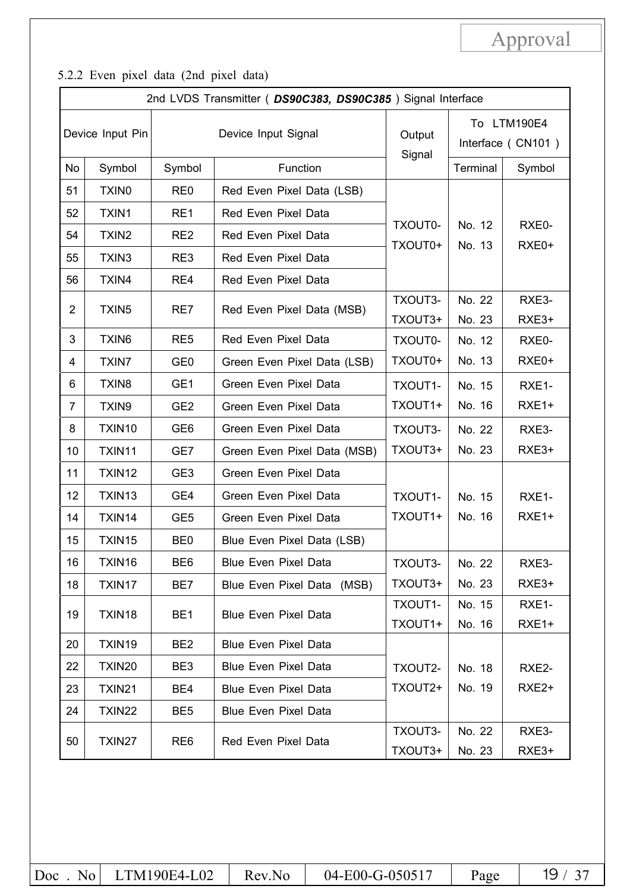Approval

5.2.2 Even pixel data (2nd pixel data)

| 2nd LVDS Transmitter ( ***DS90C383, DS90C385*** ) Signal Interface | | | | | | |
|---|---|---|---|---|---|---|
| Device Input Pin | | Device Input Signal | | Output Signal | To LTM190E4 Interface ( CN101 ) | |
| No | Symbol | Symbol | Function | | Terminal | Symbol |
| 51 | TXIN0 | RE0 | Red Even Pixel Data (LSB) | TXOUT0- TXOUT0+ | No. 12 No. 13 | RXE0- RXE0+ |
| 52 | TXIN1 | RE1 | Red Even Pixel Data | | | |
| 54 | TXIN2 | RE2 | Red Even Pixel Data | | | |
| 55 | TXIN3 | RE3 | Red Even Pixel Data | | | |
| 56 | TXIN4 | RE4 | Red Even Pixel Data | | | |
| 2 | TXIN5 | RE7 | Red Even Pixel Data (MSB) | TXOUT3- TXOUT3+ | No. 22 No. 23 | RXE3- RXE3+ |
| 3 | TXIN6 | RE5 | Red Even Pixel Data | TXOUT0- TXOUT0+ | No. 12 No. 13 | RXE0- RXE0+ |
| 4 | TXIN7 | GE0 | Green Even Pixel Data (LSB) | | | |
| 6 | TXIN8 | GE1 | Green Even Pixel Data | TXOUT1- TXOUT1+ | No. 15 No. 16 | RXE1- RXE1+ |
| 7 | TXIN9 | GE2 | Green Even Pixel Data | | | |
| 8 | TXIN10 | GE6 | Green Even Pixel Data | TXOUT3- TXOUT3+ | No. 22 No. 23 | RXE3- RXE3+ |
| 10 | TXIN11 | GE7 | Green Even Pixel Data (MSB) | | | |
| 11 | TXIN12 | GE3 | Green Even Pixel Data | TXOUT1- TXOUT1+ | No. 15 No. 16 | RXE1- RXE1+ |
| 12 | TXIN13 | GE4 | Green Even Pixel Data | | | |
| 14 | TXIN14 | GE5 | Green Even Pixel Data | | | |
| 15 | TXIN15 | BE0 | Blue Even Pixel Data (LSB) | | | |
| 16 | TXIN16 | BE6 | Blue Even Pixel Data | TXOUT3- TXOUT3+ | No. 22 No. 23 | RXE3- RXE3+ |
| 18 | TXIN17 | BE7 | Blue Even Pixel Data (MSB) | | | |
| 19 | TXIN18 | BE1 | Blue Even Pixel Data | TXOUT1- TXOUT1+ | No. 15 No. 16 | RXE1- RXE1+ |
| 20 | TXIN19 | BE2 | Blue Even Pixel Data | TXOUT2- TXOUT2+ | No. 18 No. 19 | RXE2- RXE2+ |
| 22 | TXIN20 | BE3 | Blue Even Pixel Data | | | |
| 23 | TXIN21 | BE4 | Blue Even Pixel Data | | | |
| 24 | TXIN22 | BE5 | Blue Even Pixel Data | | | |
| 50 | TXIN27 | RE6 | Red Even Pixel Data | TXOUT3- TXOUT3+ | No. 22 No. 23 | RXE3- RXE3+ |

| Doc . No | LTM190E4-L02 | Rev.No | 04-E00-G-050517 | Page | 19 / 37 |
|---|---|---|---|---|---|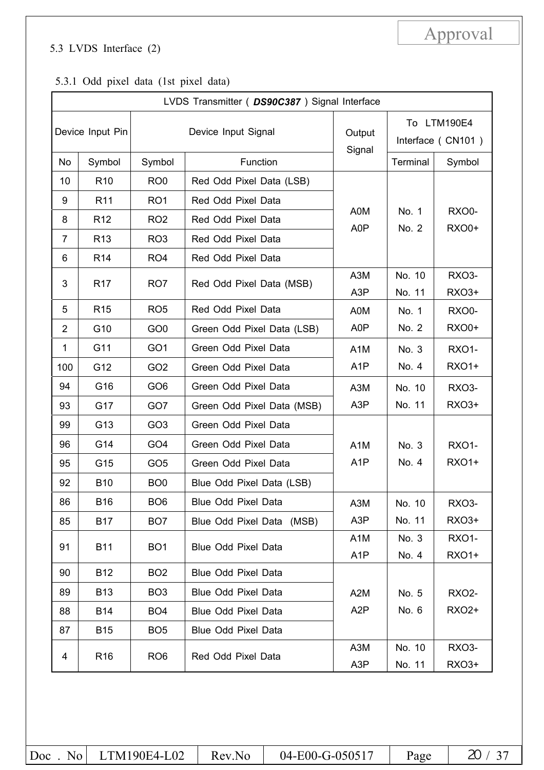5.3 LVDS Interface (2)

5.3.1 Odd pixel data (1st pixel data)

| LVDS Transmitter ( ***DS90C387*** ) Signal Interface | | | | | | |
|---|---|---|---|---|---|---|
| Device Input Pin | | Device Input Signal | | Output Signal | To LTM190E4 Interface ( CN101 ) | |
| No | Symbol | Symbol | Function | | Terminal | Symbol |
| 10 | R10 | RO0 | Red Odd Pixel Data (LSB) | A0M A0P | No. 1 No. 2 | RXO0- RXO0+ |
| 9 | R11 | RO1 | Red Odd Pixel Data | | | |
| 8 | R12 | RO2 | Red Odd Pixel Data | | | |
| 7 | R13 | RO3 | Red Odd Pixel Data | | | |
| 6 | R14 | RO4 | Red Odd Pixel Data | | | |
| 3 | R17 | RO7 | Red Odd Pixel Data (MSB) | A3M A3P | No. 10 No. 11 | RXO3- RXO3+ |
| 5 | R15 | RO5 | Red Odd Pixel Data | A0M A0P | No. 1 No. 2 | RXO0- RXO0+ |
| 2 | G10 | GO0 | Green Odd Pixel Data (LSB) | | | |
| 1 | G11 | GO1 | Green Odd Pixel Data | A1M A1P | No. 3 No. 4 | RXO1- RXO1+ |
| 100 | G12 | GO2 | Green Odd Pixel Data | | | |
| 94 | G16 | GO6 | Green Odd Pixel Data | A3M A3P | No. 10 No. 11 | RXO3- RXO3+ |
| 93 | G17 | GO7 | Green Odd Pixel Data (MSB) | | | |
| 99 | G13 | GO3 | Green Odd Pixel Data | A1M A1P | No. 3 No. 4 | RXO1- RXO1+ |
| 96 | G14 | GO4 | Green Odd Pixel Data | | | |
| 95 | G15 | GO5 | Green Odd Pixel Data | | | |
| 92 | B10 | BO0 | Blue Odd Pixel Data (LSB) | | | |
| 86 | B16 | BO6 | Blue Odd Pixel Data | A3M A3P | No. 10 No. 11 | RXO3- RXO3+ |
| 85 | B17 | BO7 | Blue Odd Pixel Data (MSB) | | | |
| 91 | B11 | BO1 | Blue Odd Pixel Data | A1M A1P | No. 3 No. 4 | RXO1- RXO1+ |
| 90 | B12 | BO2 | Blue Odd Pixel Data | A2M A2P | No. 5 No. 6 | RXO2- RXO2+ |
| 89 | B13 | BO3 | Blue Odd Pixel Data | | | |
| 88 | B14 | BO4 | Blue Odd Pixel Data | | | |
| 87 | B15 | BO5 | Blue Odd Pixel Data | | | |
| 4 | R16 | RO6 | Red Odd Pixel Data | A3M A3P | No. 10 No. 11 | RXO3- RXO3+ |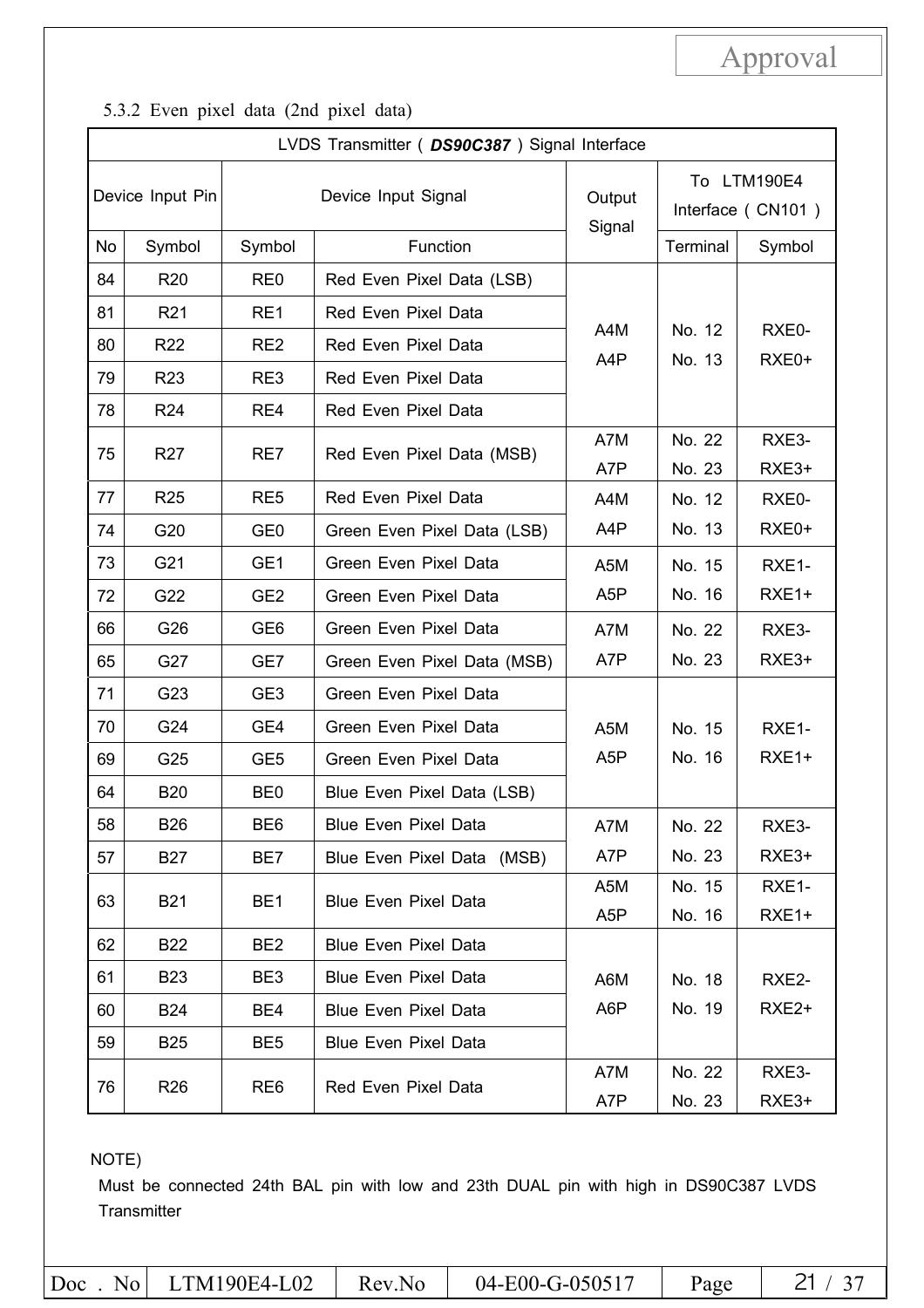### 5.3.2 Even pixel data (2nd pixel data)

| LVDS Transmitter ( *DS90C387* ) Signal Interface | | | | | | |
|---|---|---|---|---|---|---|
| Device Input Pin | | Device Input Signal | | Output Signal | To LTM190E4 Interface ( CN101 ) | |
| No | Symbol | Symbol | Function | | Terminal | Symbol |
| 84 | R20 | RE0 | Red Even Pixel Data (LSB) | A4M A4P | No. 12 No. 13 | RXE0- RXE0+ |
| 81 | R21 | RE1 | Red Even Pixel Data | | | |
| 80 | R22 | RE2 | Red Even Pixel Data | | | |
| 79 | R23 | RE3 | Red Even Pixel Data | | | |
| 78 | R24 | RE4 | Red Even Pixel Data | | | |
| 75 | R27 | RE7 | Red Even Pixel Data (MSB) | A7M A7P | No. 22 No. 23 | RXE3- RXE3+ |
| 77 | R25 | RE5 | Red Even Pixel Data | A4M A4P | No. 12 No. 13 | RXE0- RXE0+ |
| 74 | G20 | GE0 | Green Even Pixel Data (LSB) | | | |
| 73 | G21 | GE1 | Green Even Pixel Data | A5M A5P | No. 15 No. 16 | RXE1- RXE1+ |
| 72 | G22 | GE2 | Green Even Pixel Data | | | |
| 66 | G26 | GE6 | Green Even Pixel Data | A7M A7P | No. 22 No. 23 | RXE3- RXE3+ |
| 65 | G27 | GE7 | Green Even Pixel Data (MSB) | | | |
| 71 | G23 | GE3 | Green Even Pixel Data | A5M A5P | No. 15 No. 16 | RXE1- RXE1+ |
| 70 | G24 | GE4 | Green Even Pixel Data | | | |
| 69 | G25 | GE5 | Green Even Pixel Data | | | |
| 64 | B20 | BE0 | Blue Even Pixel Data (LSB) | | | |
| 58 | B26 | BE6 | Blue Even Pixel Data | A7M A7P | No. 22 No. 23 | RXE3- RXE3+ |
| 57 | B27 | BE7 | Blue Even Pixel Data (MSB) | | | |
| 63 | B21 | BE1 | Blue Even Pixel Data | A5M A5P | No. 15 No. 16 | RXE1- RXE1+ |
| 62 | B22 | BE2 | Blue Even Pixel Data | A6M A6P | No. 18 No. 19 | RXE2- RXE2+ |
| 61 | B23 | BE3 | Blue Even Pixel Data | | | |
| 60 | B24 | BE4 | Blue Even Pixel Data | | | |
| 59 | B25 | BE5 | Blue Even Pixel Data | | | |
| 76 | R26 | RE6 | Red Even Pixel Data | A7M A7P | No. 22 No. 23 | RXE3- RXE3+ |

NOTE)

Must be connected 24th BAL pin with low and 23th DUAL pin with high in DS90C387 LVDS Transmitter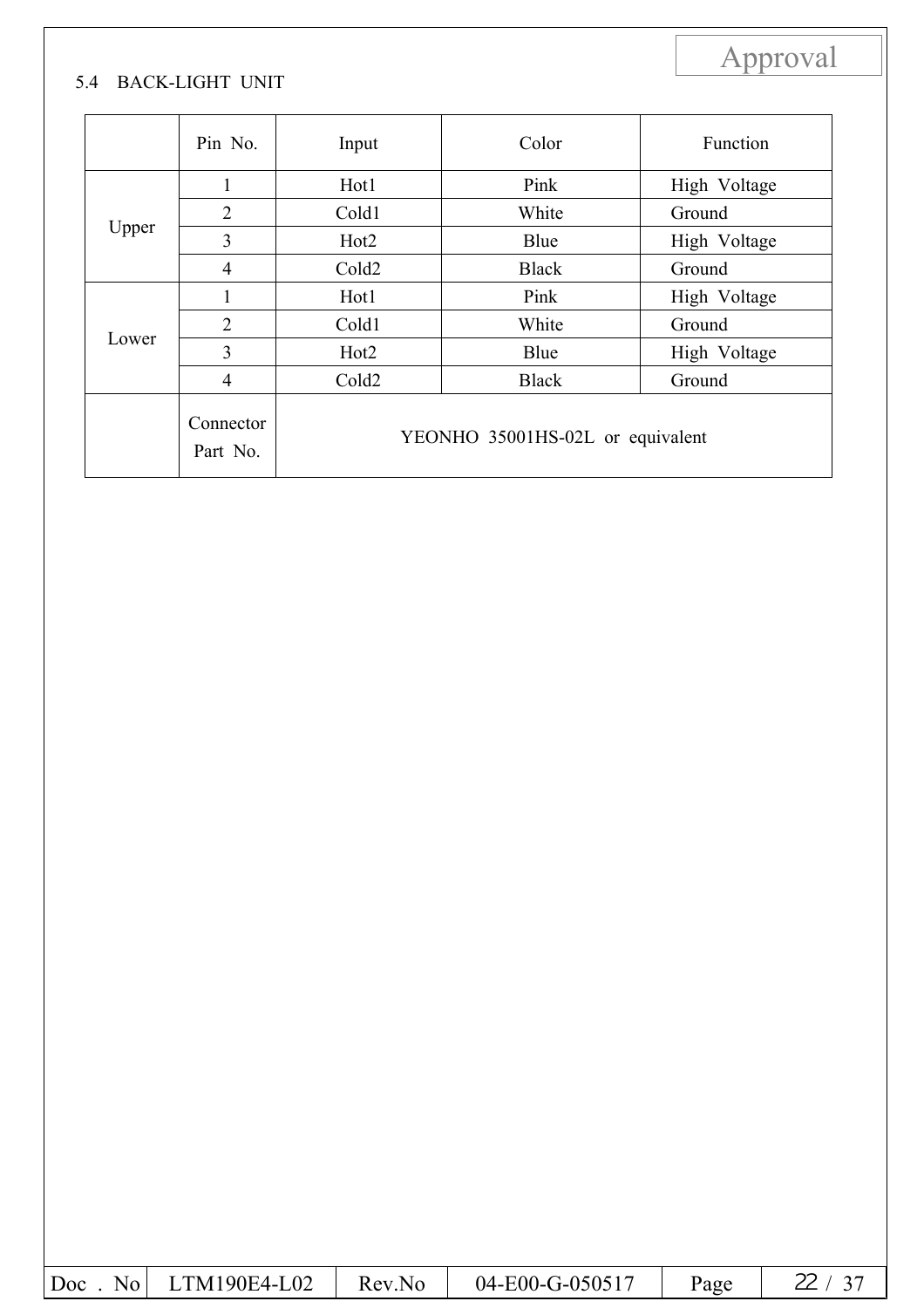Approval

## 5.4 BACK-LIGHT UNIT

| | Pin No. | Input | Color | Function |
|---|---|---|---|---|
| Upper | 1 | Hot1 | Pink | High Voltage |
| | 2 | Cold1 | White | Ground |
| | 3 | Hot2 | Blue | High Voltage |
| | 4 | Cold2 | Black | Ground |
| Lower | 1 | Hot1 | Pink | High Voltage |
| | 2 | Cold1 | White | Ground |
| | 3 | Hot2 | Blue | High Voltage |
| | 4 | Cold2 | Black | Ground |
| | Connector Part No. | YEONHO 35001HS-02L or equivalent | | |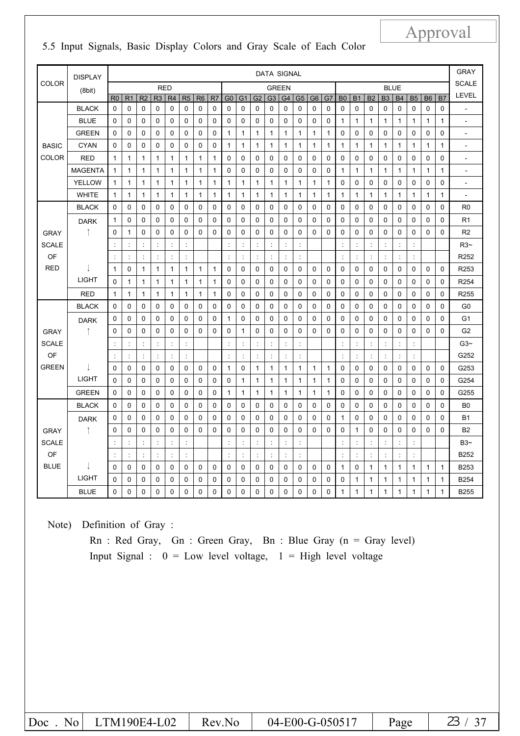## 5.5 Input Signals, Basic Display Colors and Gray Scale of Each Color

| COLOR | DISPLAY (8bit) | DATA SIGNAL | | | | | | | | | | | | | | | | | | | | | | | | GRAY SCALE LEVEL |
|---|---|---|---|---|---|---|---|---|---|---|---|---|---|---|---|---|---|---|---|---|---|---|---|---|---|---|
| | | RED | | | | | | | | GREEN | | | | | | | | BLUE | | | | | | | | |
| | | R0 | R1 | R2 | R3 | R4 | R5 | R6 | R7 | G0 | G1 | G2 | G3 | G4 | G5 | G6 | G7 | B0 | B1 | B2 | B3 | B4 | B5 | B6 | B7 | |
| BASIC COLOR | BLACK | 0 | 0 | 0 | 0 | 0 | 0 | 0 | 0 | 0 | 0 | 0 | 0 | 0 | 0 | 0 | 0 | 0 | 0 | 0 | 0 | 0 | 0 | 0 | 0 | - |
| | BLUE | 0 | 0 | 0 | 0 | 0 | 0 | 0 | 0 | 0 | 0 | 0 | 0 | 0 | 0 | 0 | 0 | 1 | 1 | 1 | 1 | 1 | 1 | 1 | 1 | - |
| | GREEN | 0 | 0 | 0 | 0 | 0 | 0 | 0 | 0 | 1 | 1 | 1 | 1 | 1 | 1 | 1 | 1 | 0 | 0 | 0 | 0 | 0 | 0 | 0 | 0 | - |
| | CYAN | 0 | 0 | 0 | 0 | 0 | 0 | 0 | 0 | 1 | 1 | 1 | 1 | 1 | 1 | 1 | 1 | 1 | 1 | 1 | 1 | 1 | 1 | 1 | 1 | - |
| | RED | 1 | 1 | 1 | 1 | 1 | 1 | 1 | 1 | 0 | 0 | 0 | 0 | 0 | 0 | 0 | 0 | 0 | 0 | 0 | 0 | 0 | 0 | 0 | 0 | - |
| | MAGENTA | 1 | 1 | 1 | 1 | 1 | 1 | 1 | 1 | 0 | 0 | 0 | 0 | 0 | 0 | 0 | 0 | 1 | 1 | 1 | 1 | 1 | 1 | 1 | 1 | - |
| | YELLOW | 1 | 1 | 1 | 1 | 1 | 1 | 1 | 1 | 1 | 1 | 1 | 1 | 1 | 1 | 1 | 1 | 0 | 0 | 0 | 0 | 0 | 0 | 0 | 0 | - |
| | WHITE | 1 | 1 | 1 | 1 | 1 | 1 | 1 | 1 | 1 | 1 | 1 | 1 | 1 | 1 | 1 | 1 | 1 | 1 | 1 | 1 | 1 | 1 | 1 | 1 | - |
| GRAY SCALE OF RED | BLACK | 0 | 0 | 0 | 0 | 0 | 0 | 0 | 0 | 0 | 0 | 0 | 0 | 0 | 0 | 0 | 0 | 0 | 0 | 0 | 0 | 0 | 0 | 0 | 0 | R0 |
| | DARK | 1 | 0 | 0 | 0 | 0 | 0 | 0 | 0 | 0 | 0 | 0 | 0 | 0 | 0 | 0 | 0 | 0 | 0 | 0 | 0 | 0 | 0 | 0 | 0 | R1 |
| | ↑ | 0 | 1 | 0 | 0 | 0 | 0 | 0 | 0 | 0 | 0 | 0 | 0 | 0 | 0 | 0 | 0 | 0 | 0 | 0 | 0 | 0 | 0 | 0 | 0 | R2 |
| | | : | : | : | : | : | : | | | : | : | : | : | : | : | | | : | : | : | : | : | : | | | R3~ |
| | | : | : | : | : | : | : | | | : | : | : | : | : | : | | | : | : | : | : | : | : | | | R252 |
| | ↓ | 1 | 0 | 1 | 1 | 1 | 1 | 1 | 1 | 0 | 0 | 0 | 0 | 0 | 0 | 0 | 0 | 0 | 0 | 0 | 0 | 0 | 0 | 0 | 0 | R253 |
| | LIGHT | 0 | 1 | 1 | 1 | 1 | 1 | 1 | 1 | 0 | 0 | 0 | 0 | 0 | 0 | 0 | 0 | 0 | 0 | 0 | 0 | 0 | 0 | 0 | 0 | R254 |
| | RED | 1 | 1 | 1 | 1 | 1 | 1 | 1 | 1 | 0 | 0 | 0 | 0 | 0 | 0 | 0 | 0 | 0 | 0 | 0 | 0 | 0 | 0 | 0 | 0 | R255 |
| GRAY SCALE OF GREEN | BLACK | 0 | 0 | 0 | 0 | 0 | 0 | 0 | 0 | 0 | 0 | 0 | 0 | 0 | 0 | 0 | 0 | 0 | 0 | 0 | 0 | 0 | 0 | 0 | 0 | G0 |
| | DARK | 0 | 0 | 0 | 0 | 0 | 0 | 0 | 0 | 1 | 0 | 0 | 0 | 0 | 0 | 0 | 0 | 0 | 0 | 0 | 0 | 0 | 0 | 0 | 0 | G1 |
| | ↑ | 0 | 0 | 0 | 0 | 0 | 0 | 0 | 0 | 0 | 1 | 0 | 0 | 0 | 0 | 0 | 0 | 0 | 0 | 0 | 0 | 0 | 0 | 0 | 0 | G2 |
| | | : | : | : | : | : | : | | | : | : | : | : | : | : | | | : | : | : | : | : | : | | | G3~ |
| | | : | : | : | : | : | : | | | : | : | : | : | : | : | | | : | : | : | : | : | : | | | G252 |
| | ↓ | 0 | 0 | 0 | 0 | 0 | 0 | 0 | 0 | 1 | 0 | 1 | 1 | 1 | 1 | 1 | 1 | 0 | 0 | 0 | 0 | 0 | 0 | 0 | 0 | G253 |
| | LIGHT | 0 | 0 | 0 | 0 | 0 | 0 | 0 | 0 | 0 | 1 | 1 | 1 | 1 | 1 | 1 | 1 | 0 | 0 | 0 | 0 | 0 | 0 | 0 | 0 | G254 |
| | GREEN | 0 | 0 | 0 | 0 | 0 | 0 | 0 | 0 | 1 | 1 | 1 | 1 | 1 | 1 | 1 | 1 | 0 | 0 | 0 | 0 | 0 | 0 | 0 | 0 | G255 |
| GRAY SCALE OF BLUE | BLACK | 0 | 0 | 0 | 0 | 0 | 0 | 0 | 0 | 0 | 0 | 0 | 0 | 0 | 0 | 0 | 0 | 0 | 0 | 0 | 0 | 0 | 0 | 0 | 0 | B0 |
| | DARK | 0 | 0 | 0 | 0 | 0 | 0 | 0 | 0 | 0 | 0 | 0 | 0 | 0 | 0 | 0 | 0 | 1 | 0 | 0 | 0 | 0 | 0 | 0 | 0 | B1 |
| | ↑ | 0 | 0 | 0 | 0 | 0 | 0 | 0 | 0 | 0 | 0 | 0 | 0 | 0 | 0 | 0 | 0 | 0 | 1 | 0 | 0 | 0 | 0 | 0 | 0 | B2 |
| | | : | : | : | : | : | : | | | : | : | : | : | : | : | | | : | : | : | : | : | : | | | B3~ |
| | | : | : | : | : | : | : | | | : | : | : | : | : | : | | | : | : | : | : | : | : | | | B252 |
| | ↓ | 0 | 0 | 0 | 0 | 0 | 0 | 0 | 0 | 0 | 0 | 0 | 0 | 0 | 0 | 0 | 0 | 1 | 0 | 1 | 1 | 1 | 1 | 1 | 1 | B253 |
| | LIGHT | 0 | 0 | 0 | 0 | 0 | 0 | 0 | 0 | 0 | 0 | 0 | 0 | 0 | 0 | 0 | 0 | 0 | 1 | 1 | 1 | 1 | 1 | 1 | 1 | B254 |
| | BLUE | 0 | 0 | 0 | 0 | 0 | 0 | 0 | 0 | 0 | 0 | 0 | 0 | 0 | 0 | 0 | 0 | 1 | 1 | 1 | 1 | 1 | 1 | 1 | 1 | B255 |

Note) Definition of Gray :

Rn : Red Gray, Gn : Green Gray, Bn : Blue Gray (n = Gray level)

Input Signal : 0 = Low level voltage, 1 = High level voltage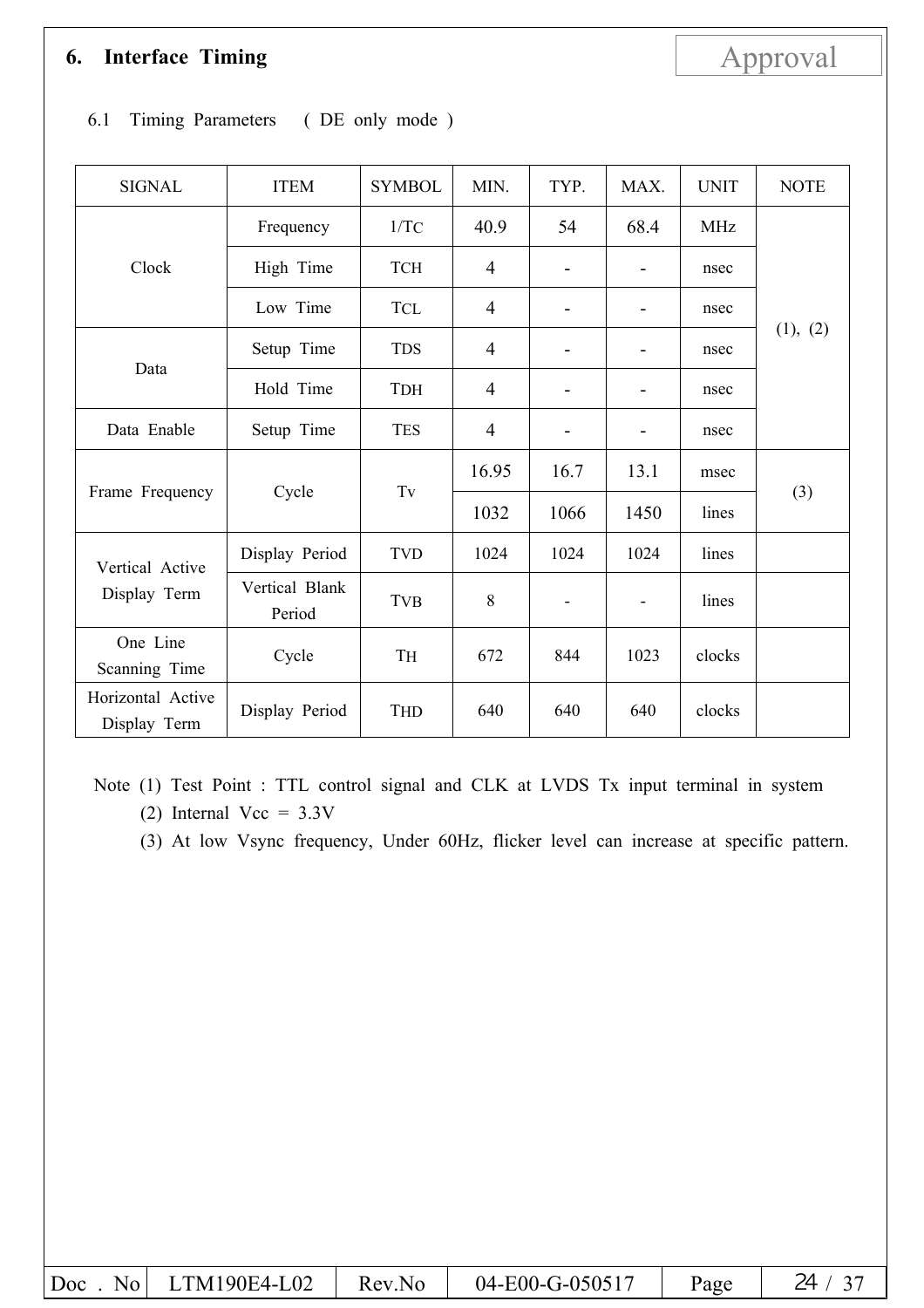## 6. Interface Timing

### 6.1 Timing Parameters ( DE only mode )

| SIGNAL | ITEM | SYMBOL | MIN. | TYP. | MAX. | UNIT | NOTE |
|---|---|---|---|---|---|---|---|
| Clock | Frequency | 1/TC | 40.9 | 54 | 68.4 | MHz | (1), (2) |
| | High Time | TCH | 4 | - | - | nsec | |
| | Low Time | TCL | 4 | - | - | nsec | |
| Data | Setup Time | TDS | 4 | - | - | nsec | |
| | Hold Time | TDH | 4 | - | - | nsec | |
| Data Enable | Setup Time | TES | 4 | - | - | nsec | |
| Frame Frequency | Cycle | Tv | 16.95 | 16.7 | 13.1 | msec | (3) |
| | | | 1032 | 1066 | 1450 | lines | |
| Vertical Active Display Term | Display Period | TVD | 1024 | 1024 | 1024 | lines | |
| | Vertical Blank Period | TVB | 8 | - | - | lines | |
| One Line Scanning Time | Cycle | TH | 672 | 844 | 1023 | clocks | |
| Horizontal Active Display Term | Display Period | THD | 640 | 640 | 640 | clocks | |

Note (1) Test Point : TTL control signal and CLK at LVDS Tx input terminal in system

(2) Internal Vcc = 3.3V

(3) At low Vsync frequency, Under 60Hz, flicker level can increase at specific pattern.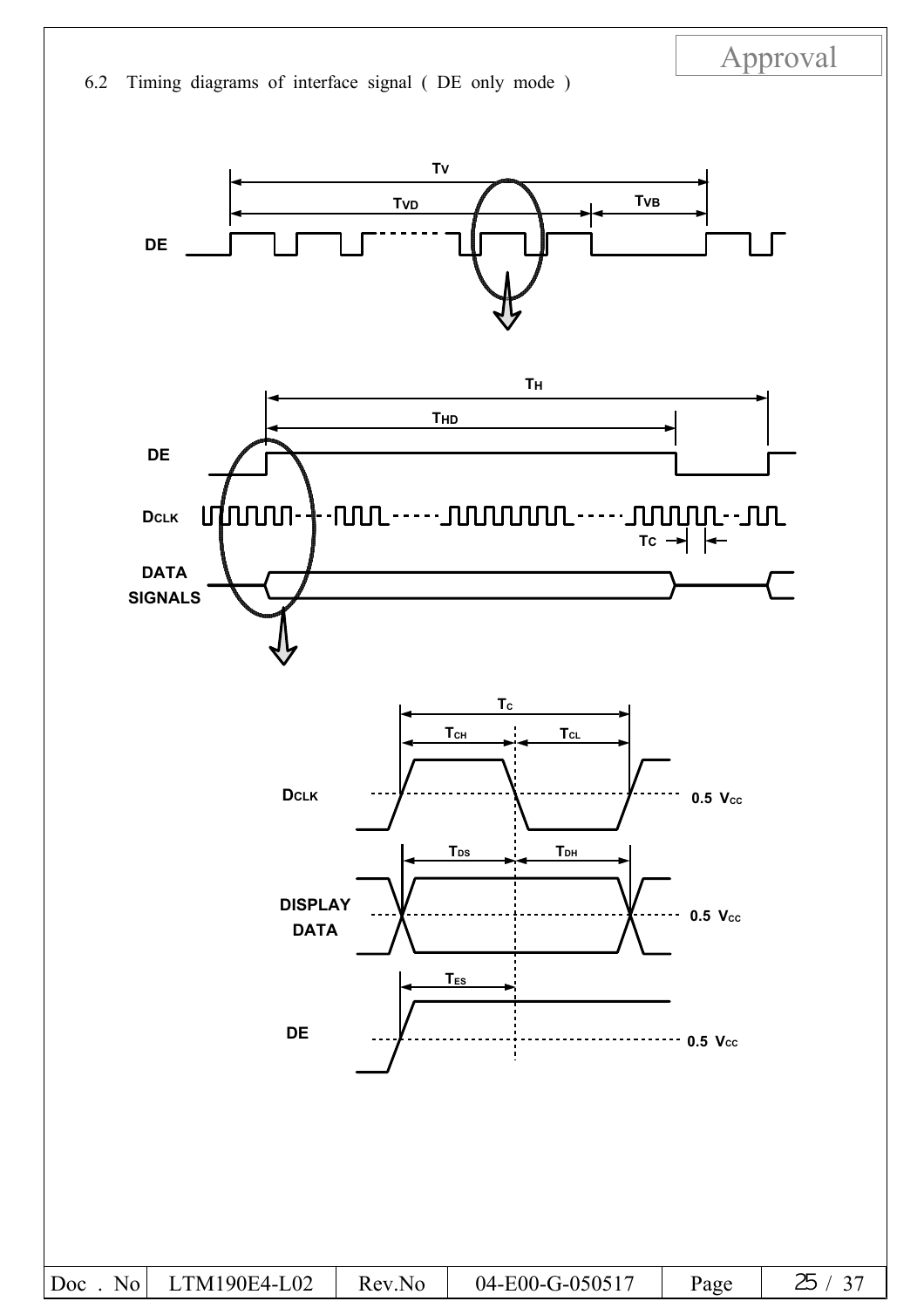## 6.2 Timing diagrams of interface signal ( DE only mode )

$T_V$

$T_{VD}$ $T_{VB}$

DE

$T_H$

$T_{HD}$

DE

DCLK

$T_C$

DATA SIGNALS

$T_C$

$T_{CH}$ $T_{CL}$

DCLK 0.5 $V_{CC}$

$T_{DS}$ $T_{DH}$

DISPLAY DATA 0.5 $V_{CC}$

$T_{ES}$

DE 0.5 $V_{CC}$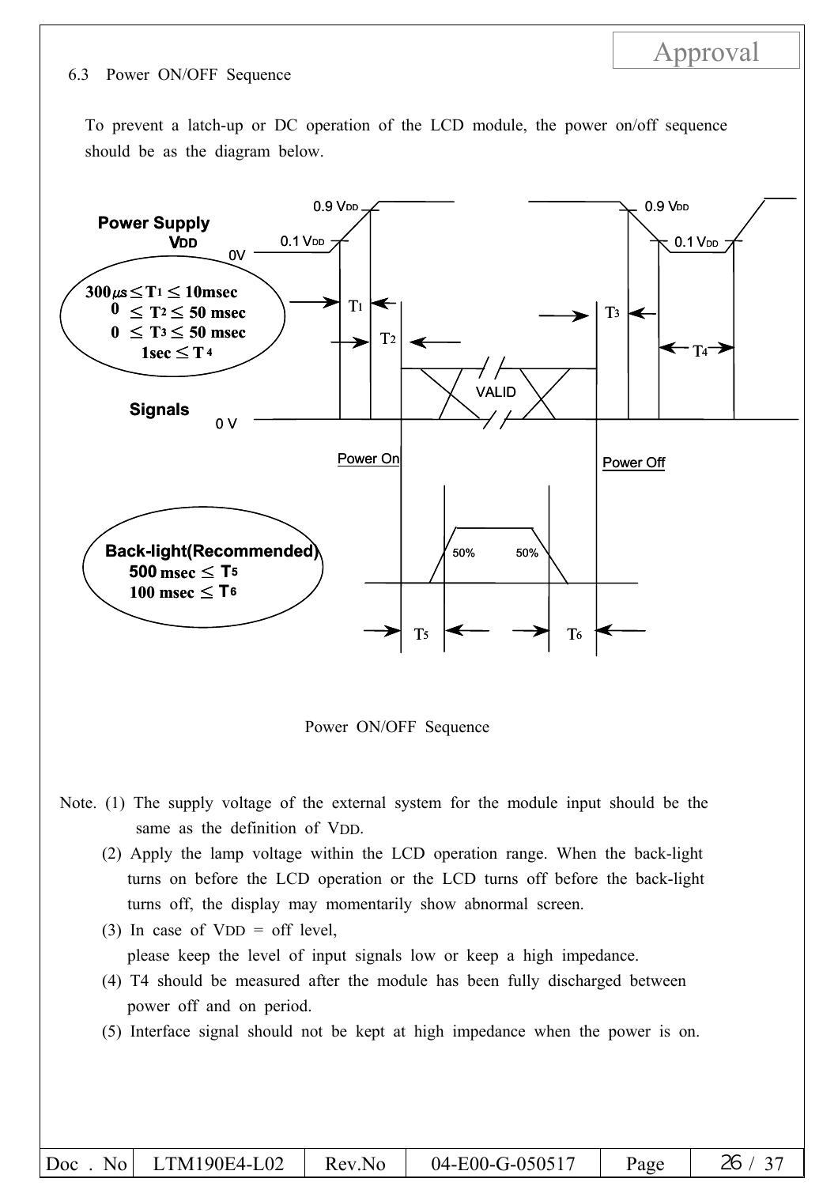## 6.3 Power ON/OFF Sequence

To prevent a latch-up or DC operation of the LCD module, the power on/off sequence should be as the diagram below.

**Power Supply**
**VDD**

0.9 VDD
0.1 VDD
0V

$300\mu s \leq T_1 \leq 10msec$
$0 \leq T_2 \leq 50$ msec
$0 \leq T_3 \leq 50$ msec
$1sec \leq T_4$

**Signals**
0 V

VALID

Power On
Power Off

**Back-light(Recommended)**
$500$ msec $\leq T_5$
$100$ msec $\leq T_6$

50% 50%

Power ON/OFF Sequence

Note. (1) The supply voltage of the external system for the module input should be the same as the definition of VDD.

(2) Apply the lamp voltage within the LCD operation range. When the back-light turns on before the LCD operation or the LCD turns off before the back-light turns off, the display may momentarily show abnormal screen.

(3) In case of VDD = off level,
please keep the level of input signals low or keep a high impedance.

(4) T4 should be measured after the module has been fully discharged between power off and on period.

(5) Interface signal should not be kept at high impedance when the power is on.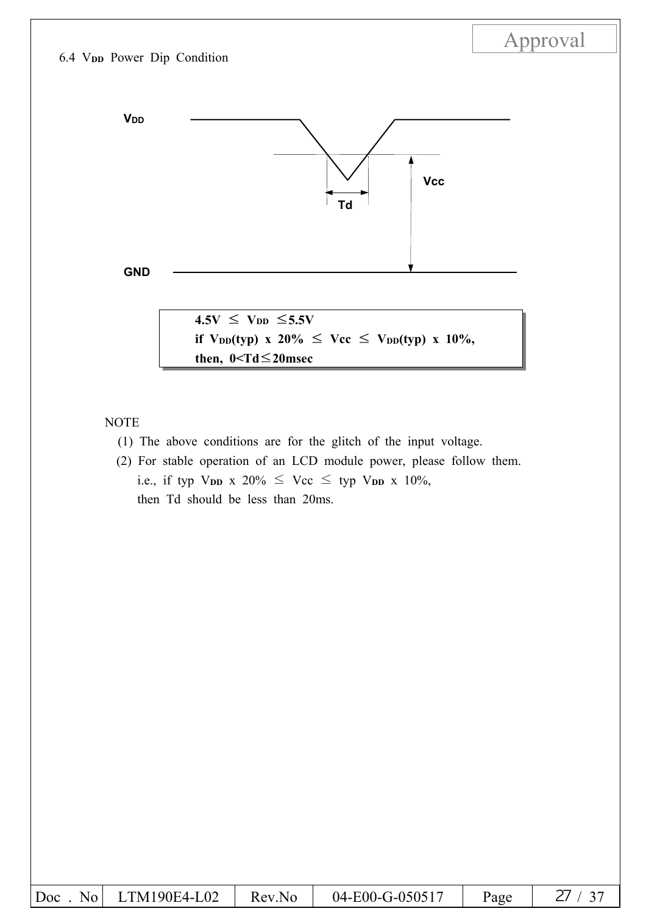### 6.4 $V_{DD}$ Power Dip Condition

VDD

Vcc

Td

GND

**4.5V ≤ $V_{DD}$ ≤5.5V**
**if $V_{DD}$(typ) x 20% ≤ Vcc ≤ $V_{DD}$(typ) x 10%,**
**then, 0<Td≤20msec**

NOTE

(1) The above conditions are for the glitch of the input voltage.

(2) For stable operation of an LCD module power, please follow them.
i.e., if typ $V_{DD}$ x 20% ≤ Vcc ≤ typ $V_{DD}$ x 10%,
then Td should be less than 20ms.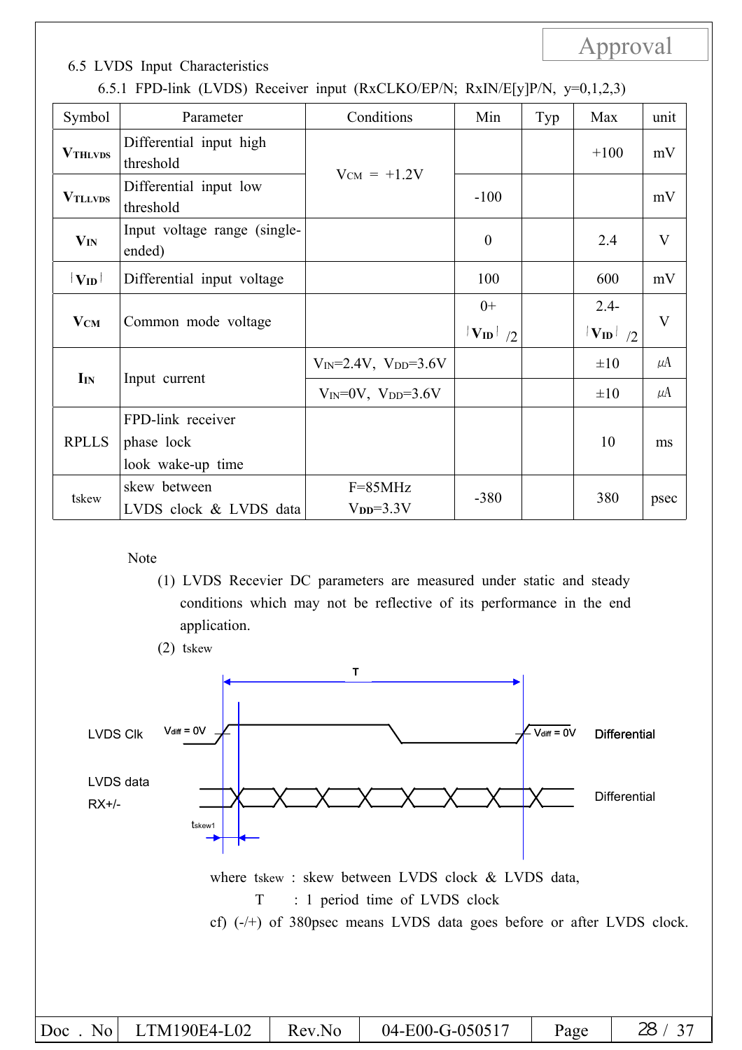## 6.5 LVDS Input Characteristics

### 6.5.1 FPD-link (LVDS) Receiver input (RxCLKO/EP/N; RxIN/E[y]P/N, y=0,1,2,3)

| Symbol | Parameter | Conditions | Min | Typ | Max | unit |
|---|---|---|---|---|---|---|
| $V_{THLVDS}$ | Differential input high threshold | $V_{CM}$ = +1.2V | | | +100 | mV |
| $V_{TLLVDS}$ | Differential input low threshold | | -100 | | | mV |
| $V_{IN}$ | Input voltage range (single-ended) | | 0 | | 2.4 | V |
| $\lvert V_{ID} \rvert$ | Differential input voltage | | 100 | | 600 | mV |
| $V_{CM}$ | Common mode voltage | | 0+ $\lvert V_{ID} \rvert$/2 | | 2.4- $\lvert V_{ID} \rvert$/2 | V |
| $I_{IN}$ | Input current | $V_{IN}$=2.4V, $V_{DD}$=3.6V | | | ±10 | μA |
| | | $V_{IN}$=0V, $V_{DD}$=3.6V | | | ±10 | μA |
| RPLLS | FPD-link receiver phase lock look wake-up time | | | | 10 | ms |
| tskew | skew between LVDS clock & LVDS data | F=85MHz $V_{DD}$=3.3V | -380 | | 380 | psec |

Note

(1) LVDS Recevier DC parameters are measured under static and steady conditions which may not be reflective of its performance in the end application.

(2) tskew

LVDS Clk — $V_{diff}$ = 0V — T — $V_{diff}$ = 0V — Differential

LVDS data RX+/- — Differential

$t_{skew1}$

where tskew : skew between LVDS clock & LVDS data,

T : 1 period time of LVDS clock

cf) (-/+) of 380psec means LVDS data goes before or after LVDS clock.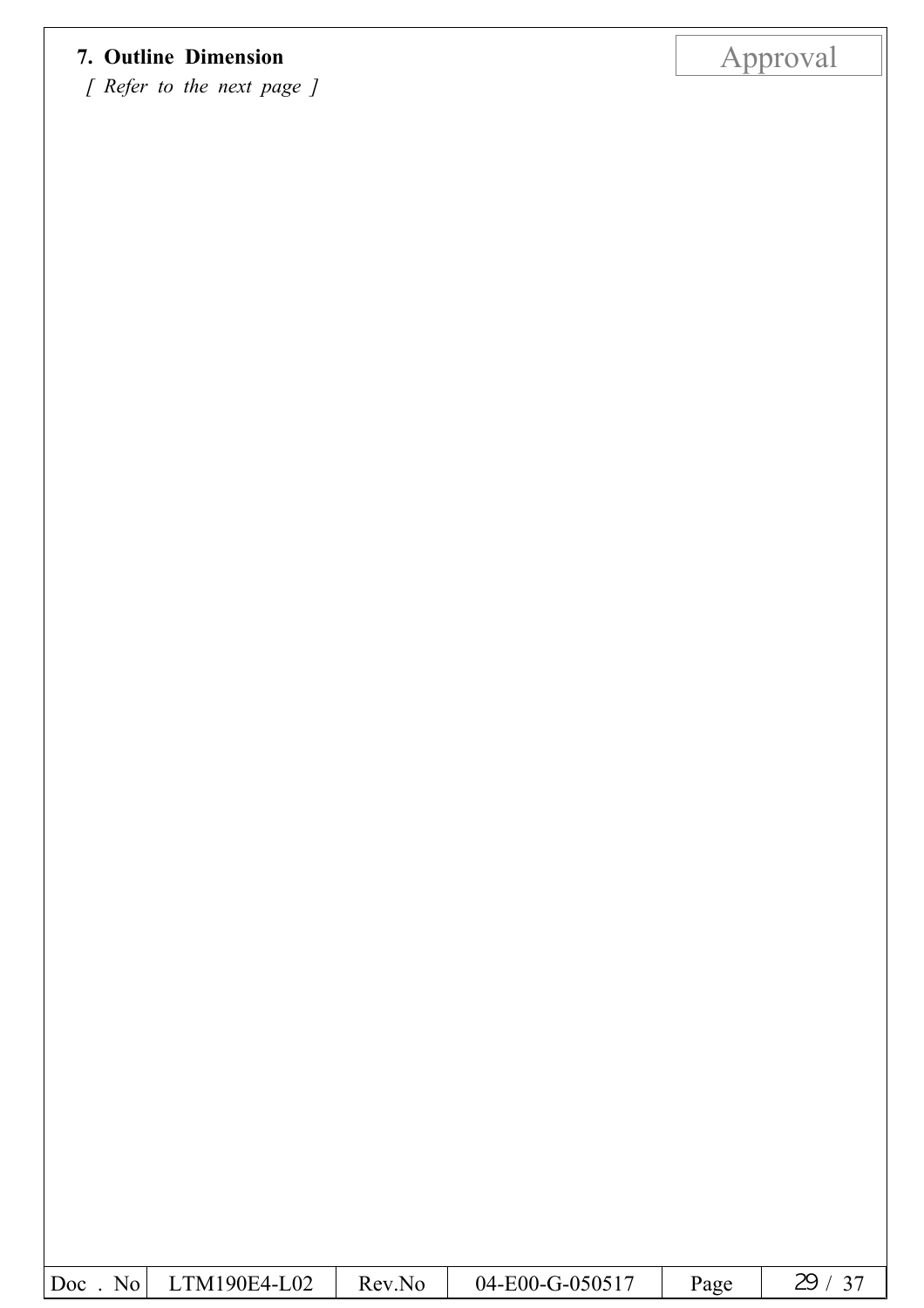## 7. Outline Dimension

*[ Refer to the next page ]*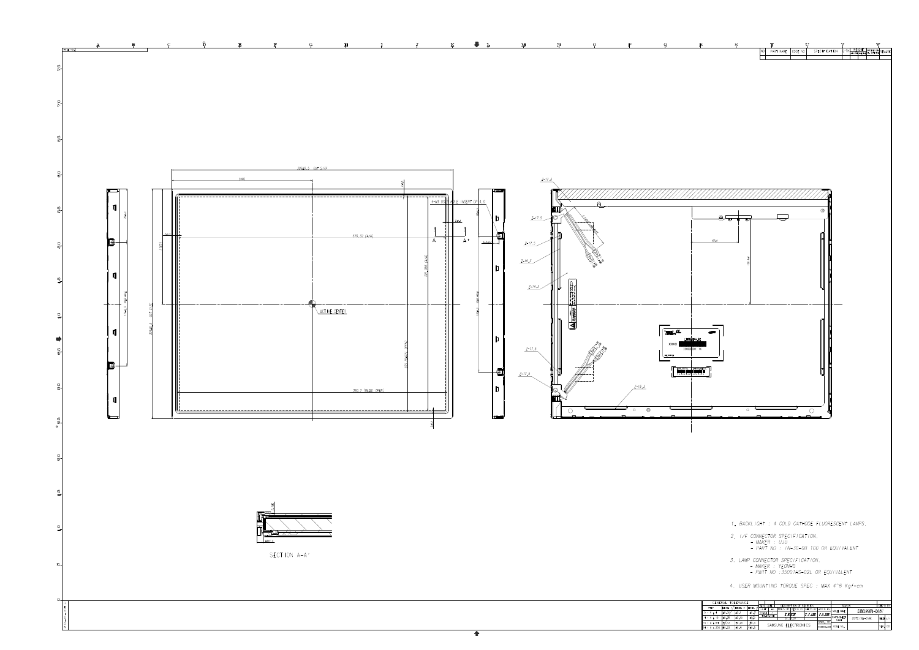SECTION A-A'

1. BACKLIGHT : 4 COLD CATHODE FLUORESCENT LAMPS.

2. I/F CONNECTOR SPECIFICATION.
   - MAKER : UJU
   - PART NO : IN-30-08 100 OR EQUIVALENT

3. LAMP CONNECTOR SPECIFICATION.
   - MAKER : YEONHO
   - PART NO : 35001HS-02L OR EQUIVALENT

4. USER MOUNTING TORQUE SPEC : MAX 4~6 Kgf-cm

SAMSUNG ELECTRONICS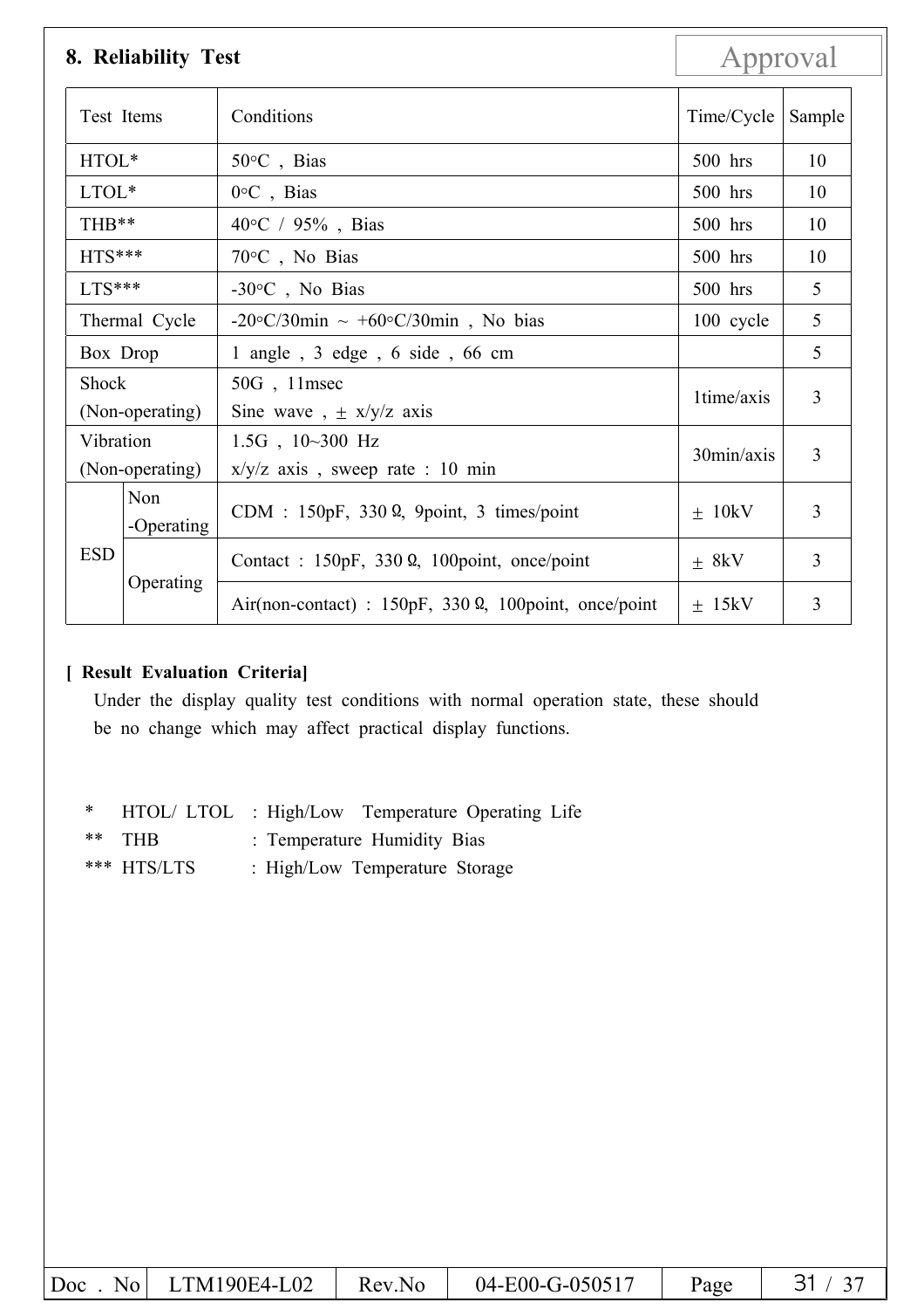## 8. Reliability Test

Approval

| Test Items | | Conditions | Time/Cycle | Sample |
|---|---|---|---|---|
| HTOL* | | 50°C , Bias | 500 hrs | 10 |
| LTOL* | | 0°C , Bias | 500 hrs | 10 |
| THB** | | 40°C / 95% , Bias | 500 hrs | 10 |
| HTS*** | | 70°C , No Bias | 500 hrs | 10 |
| LTS*** | | -30°C , No Bias | 500 hrs | 5 |
| Thermal Cycle | | -20°C/30min ~ +60°C/30min , No bias | 100 cycle | 5 |
| Box Drop | | 1 angle , 3 edge , 6 side , 66 cm | | 5 |
| Shock (Non-operating) | | 50G , 11msec Sine wave , ± x/y/z axis | 1time/axis | 3 |
| Vibration (Non-operating) | | 1.5G , 10~300 Hz x/y/z axis , sweep rate : 10 min | 30min/axis | 3 |
| ESD | Non -Operating | CDM : 150pF, 330Ω, 9point, 3 times/point | ± 10kV | 3 |
| | Operating | Contact : 150pF, 330Ω, 100point, once/point | ± 8kV | 3 |
| | | Air(non-contact) : 150pF, 330Ω, 100point, once/point | ± 15kV | 3 |

**[ Result Evaluation Criteria]**

Under the display quality test conditions with normal operation state, these should be no change which may affect practical display functions.

\* HTOL/ LTOL : High/Low Temperature Operating Life

\*\* THB : Temperature Humidity Bias

\*\*\* HTS/LTS : High/Low Temperature Storage

| Doc . No | LTM190E4-L02 | Rev.No | 04-E00-G-050517 | Page | 31 / 37 |
|---|---|---|---|---|---|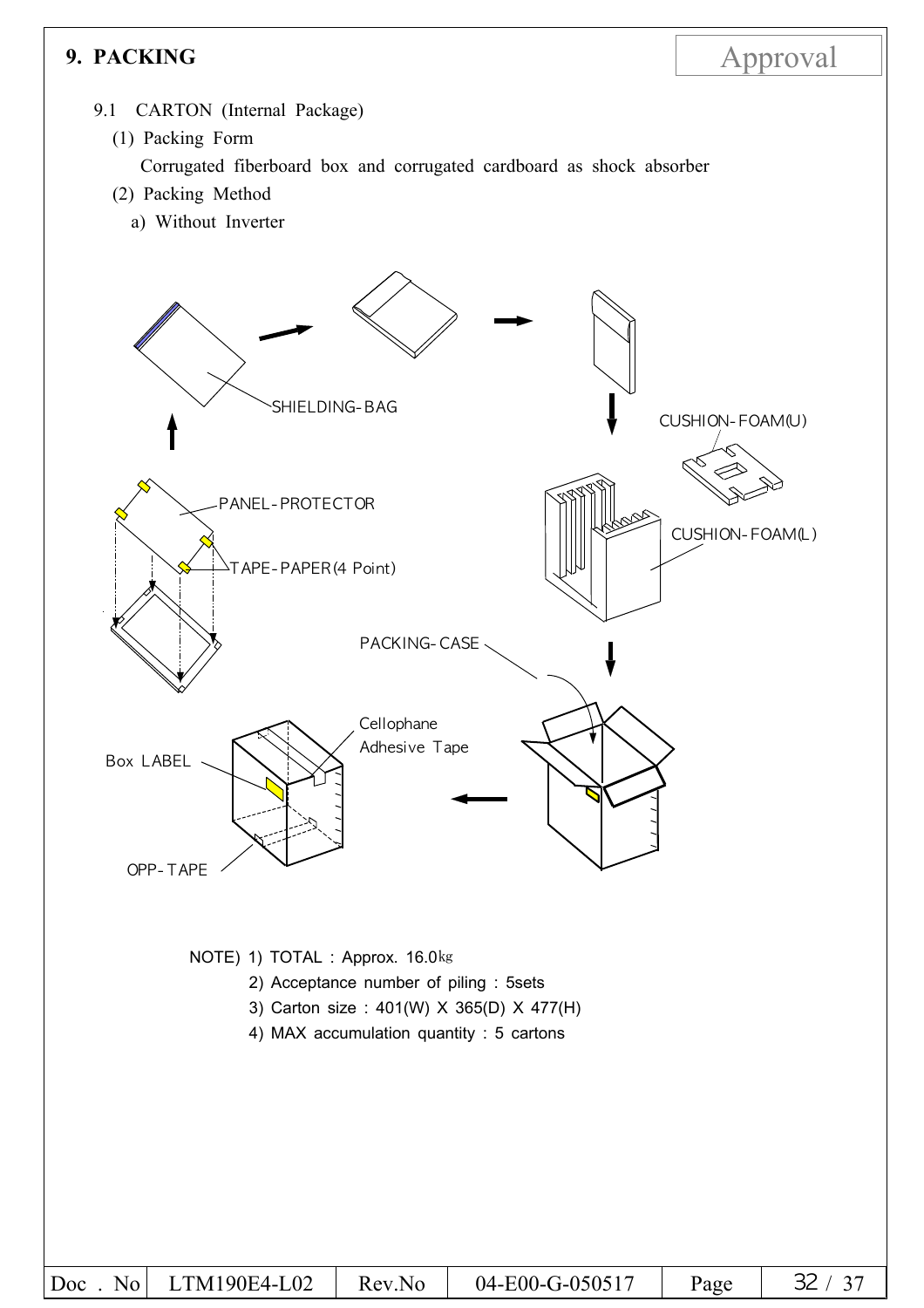# 9. PACKING

Approval

9.1 CARTON (Internal Package)

(1) Packing Form

Corrugated fiberboard box and corrugated cardboard as shock absorber

(2) Packing Method

a) Without Inverter

SHIELDING-BAG

CUSHION-FOAM(U)

PANEL-PROTECTOR

CUSHION-FOAM(L)

TAPE-PAPER(4 Point)

PACKING-CASE

Cellophane Adhesive Tape

Box LABEL

OPP-TAPE

NOTE) 1) TOTAL : Approx. 16.0kg

2) Acceptance number of piling : 5sets

3) Carton size : 401(W) X 365(D) X 477(H)

4) MAX accumulation quantity : 5 cartons

| Doc . No | LTM190E4-L02 | Rev.No | 04-E00-G-050517 | Page | 32 / 37 |
|---|---|---|---|---|---|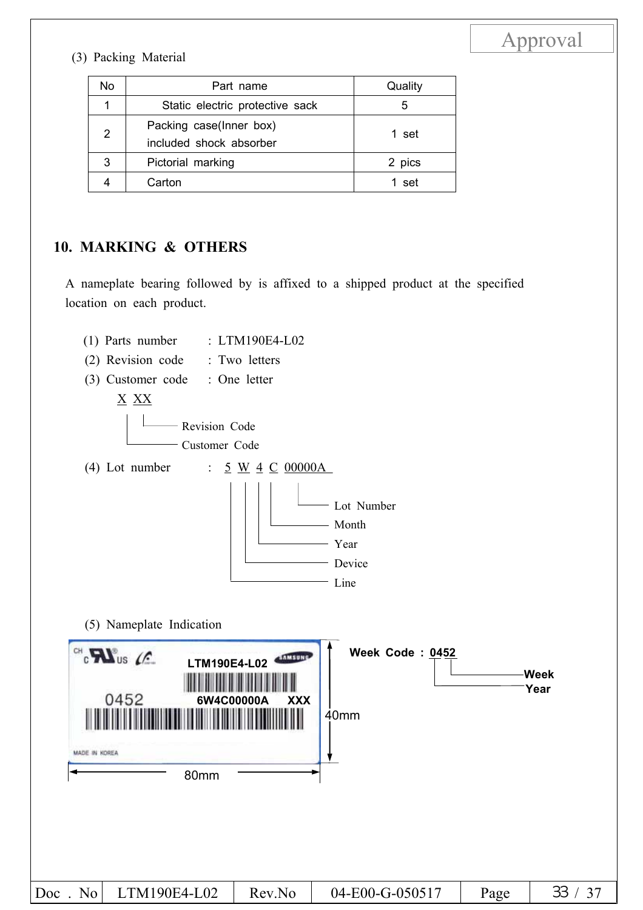(3) Packing Material

| No | Part name | Quality |
|---|---|---|
| 1 | Static electric protective sack | 5 |
| 2 | Packing case(Inner box) included shock absorber | 1 set |
| 3 | Pictorial marking | 2 pics |
| 4 | Carton | 1 set |

## 10. MARKING & OTHERS

A nameplate bearing followed by is affixed to a shipped product at the specified location on each product.

(1) Parts number : LTM190E4-L02

(2) Revision code : Two letters

(3) Customer code : One letter

X XX

- XX — Revision Code
- X — Customer Code

(4) Lot number : 5 W 4 C 00000A

- 5 — Line
- W — Device
- 4 — Year
- C — Month
- 00000A — Lot Number

(5) Nameplate Indication

LTM190E4-L02

0452

6W4C00000A XXX

MADE IN KOREA

80mm × 40mm

Week Code : 0452

- 04 — Year
- 52 — Week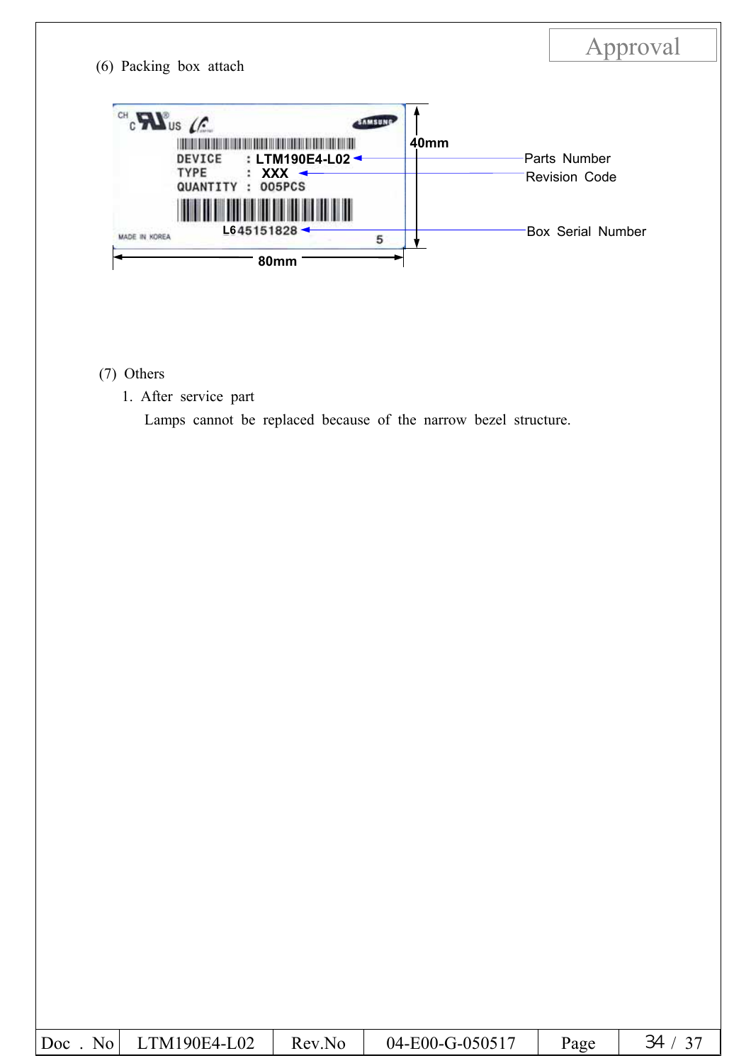(6) Packing box attach

DEVICE : LTM190E4-L02 — Parts Number

TYPE : XXX — Revision Code

QUANTITY : 005PCS

L645151828 — Box Serial Number

MADE IN KOREA

40mm

80mm

(7) Others

1. After service part

Lamps cannot be replaced because of the narrow bezel structure.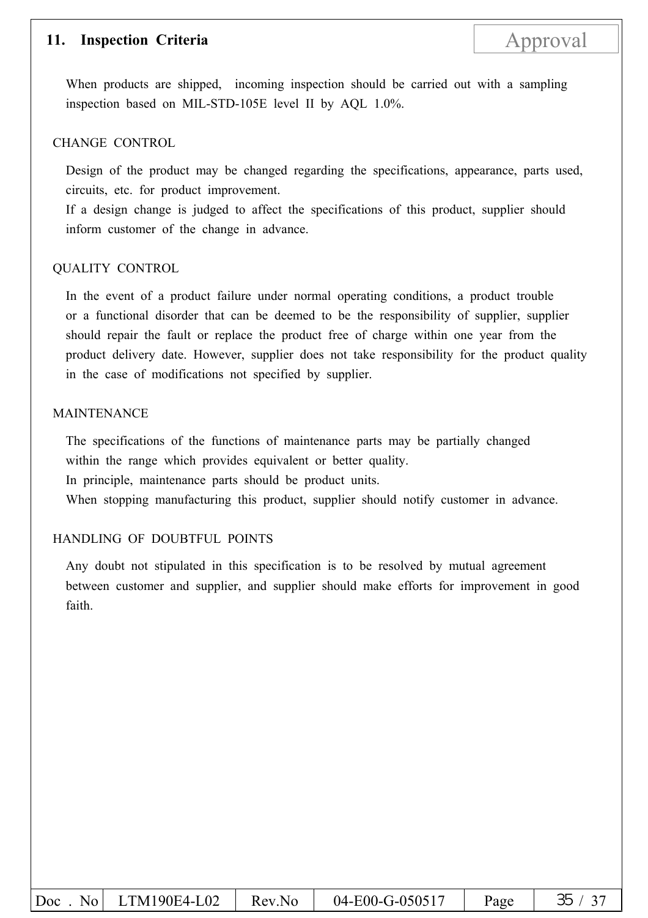## 11. Inspection Criteria

When products are shipped, incoming inspection should be carried out with a sampling inspection based on MIL-STD-105E level II by AQL 1.0%.

### CHANGE CONTROL

Design of the product may be changed regarding the specifications, appearance, parts used, circuits, etc. for product improvement.
If a design change is judged to affect the specifications of this product, supplier should inform customer of the change in advance.

### QUALITY CONTROL

In the event of a product failure under normal operating conditions, a product trouble or a functional disorder that can be deemed to be the responsibility of supplier, supplier should repair the fault or replace the product free of charge within one year from the product delivery date. However, supplier does not take responsibility for the product quality in the case of modifications not specified by supplier.

### MAINTENANCE

The specifications of the functions of maintenance parts may be partially changed within the range which provides equivalent or better quality.
In principle, maintenance parts should be product units.
When stopping manufacturing this product, supplier should notify customer in advance.

### HANDLING OF DOUBTFUL POINTS

Any doubt not stipulated in this specification is to be resolved by mutual agreement between customer and supplier, and supplier should make efforts for improvement in good faith.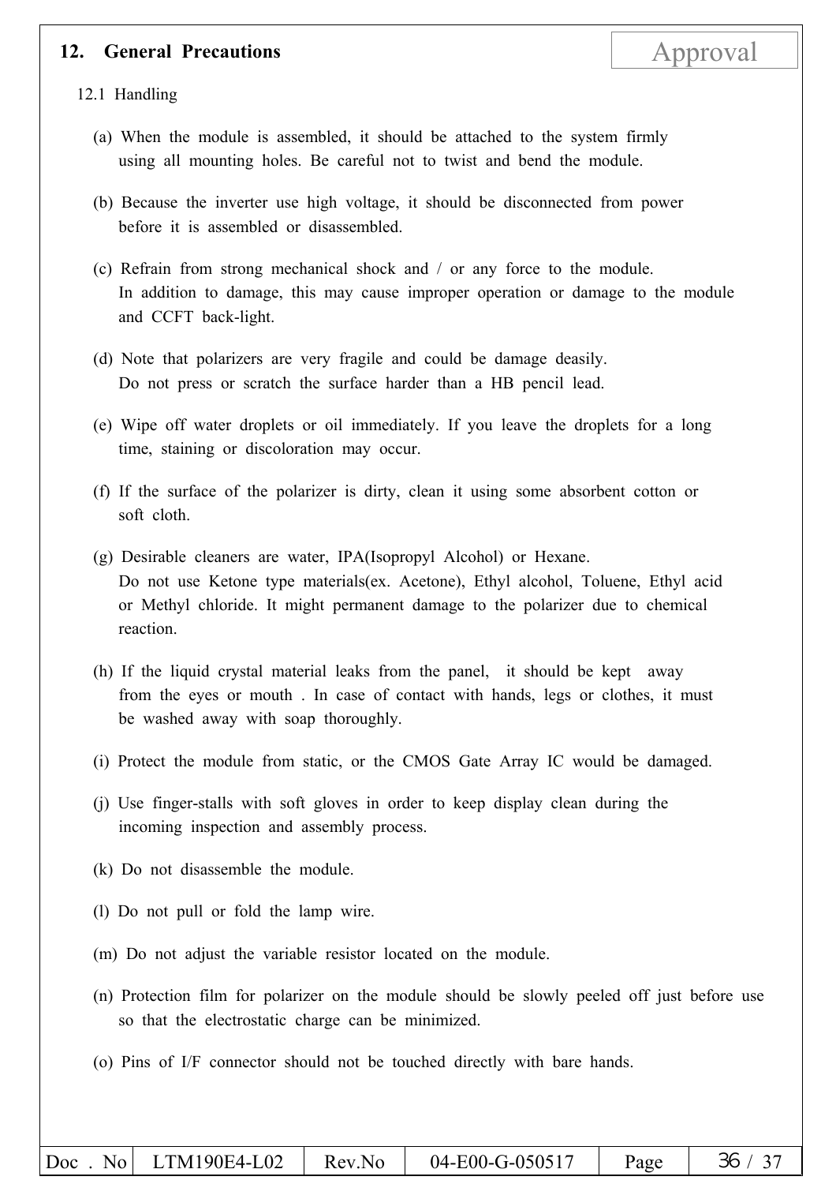## 12. General Precautions

Approval

### 12.1 Handling

(a) When the module is assembled, it should be attached to the system firmly using all mounting holes. Be careful not to twist and bend the module.

(b) Because the inverter use high voltage, it should be disconnected from power before it is assembled or disassembled.

(c) Refrain from strong mechanical shock and / or any force to the module. In addition to damage, this may cause improper operation or damage to the module and CCFT back-light.

(d) Note that polarizers are very fragile and could be damage deasily. Do not press or scratch the surface harder than a HB pencil lead.

(e) Wipe off water droplets or oil immediately. If you leave the droplets for a long time, staining or discoloration may occur.

(f) If the surface of the polarizer is dirty, clean it using some absorbent cotton or soft cloth.

(g) Desirable cleaners are water, IPA(Isopropyl Alcohol) or Hexane. Do not use Ketone type materials(ex. Acetone), Ethyl alcohol, Toluene, Ethyl acid or Methyl chloride. It might permanent damage to the polarizer due to chemical reaction.

(h) If the liquid crystal material leaks from the panel, it should be kept away from the eyes or mouth . In case of contact with hands, legs or clothes, it must be washed away with soap thoroughly.

(i) Protect the module from static, or the CMOS Gate Array IC would be damaged.

(j) Use finger-stalls with soft gloves in order to keep display clean during the incoming inspection and assembly process.

(k) Do not disassemble the module.

(l) Do not pull or fold the lamp wire.

(m) Do not adjust the variable resistor located on the module.

(n) Protection film for polarizer on the module should be slowly peeled off just before use so that the electrostatic charge can be minimized.

(o) Pins of I/F connector should not be touched directly with bare hands.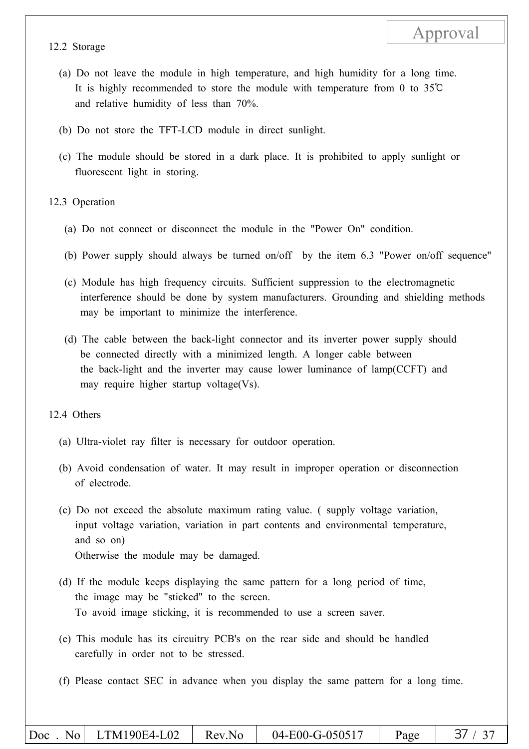### 12.2 Storage

(a) Do not leave the module in high temperature, and high humidity for a long time. It is highly recommended to store the module with temperature from 0 to 35℃ and relative humidity of less than 70%.

(b) Do not store the TFT-LCD module in direct sunlight.

(c) The module should be stored in a dark place. It is prohibited to apply sunlight or fluorescent light in storing.

### 12.3 Operation

(a) Do not connect or disconnect the module in the "Power On" condition.

(b) Power supply should always be turned on/off by the item 6.3 "Power on/off sequence"

(c) Module has high frequency circuits. Sufficient suppression to the electromagnetic interference should be done by system manufacturers. Grounding and shielding methods may be important to minimize the interference.

(d) The cable between the back-light connector and its inverter power supply should be connected directly with a minimized length. A longer cable between the back-light and the inverter may cause lower luminance of lamp(CCFT) and may require higher startup voltage(Vs).

### 12.4 Others

(a) Ultra-violet ray filter is necessary for outdoor operation.

(b) Avoid condensation of water. It may result in improper operation or disconnection of electrode.

(c) Do not exceed the absolute maximum rating value. ( supply voltage variation, input voltage variation, variation in part contents and environmental temperature, and so on)
Otherwise the module may be damaged.

(d) If the module keeps displaying the same pattern for a long period of time, the image may be "sticked" to the screen.
To avoid image sticking, it is recommended to use a screen saver.

(e) This module has its circuitry PCB's on the rear side and should be handled carefully in order not to be stressed.

(f) Please contact SEC in advance when you display the same pattern for a long time.